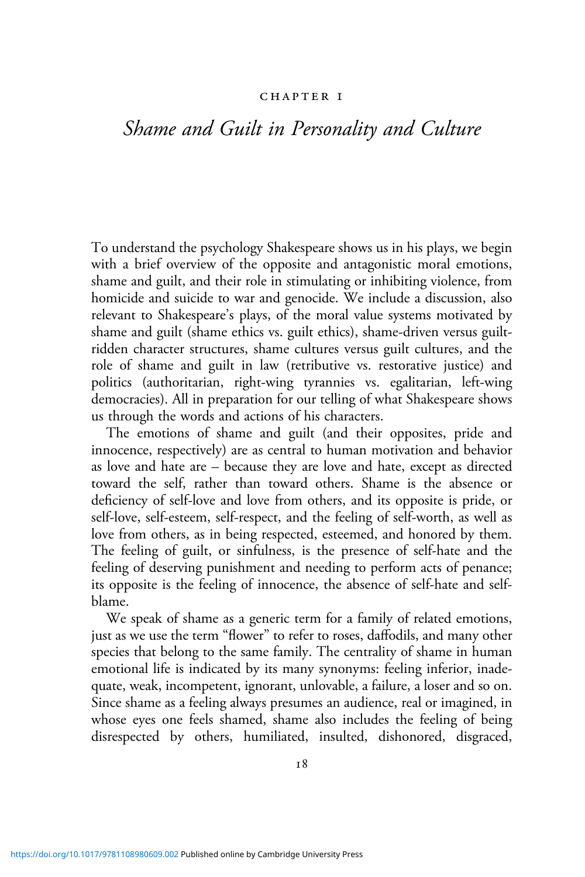CHAPTER 1

# *Shame and Guilt in Personality and Culture*

To understand the psychology Shakespeare shows us in his plays, we begin with a brief overview of the opposite and antagonistic moral emotions, shame and guilt, and their role in stimulating or inhibiting violence, from homicide and suicide to war and genocide. We include a discussion, also relevant to Shakespeare's plays, of the moral value systems motivated by shame and guilt (shame ethics vs. guilt ethics), shame-driven versus guilt-ridden character structures, shame cultures versus guilt cultures, and the role of shame and guilt in law (retributive vs. restorative justice) and politics (authoritarian, right-wing tyrannies vs. egalitarian, left-wing democracies). All in preparation for our telling of what Shakespeare shows us through the words and actions of his characters.

The emotions of shame and guilt (and their opposites, pride and innocence, respectively) are as central to human motivation and behavior as love and hate are – because they are love and hate, except as directed toward the self, rather than toward others. Shame is the absence or deficiency of self-love and love from others, and its opposite is pride, or self-love, self-esteem, self-respect, and the feeling of self-worth, as well as love from others, as in being respected, esteemed, and honored by them. The feeling of guilt, or sinfulness, is the presence of self-hate and the feeling of deserving punishment and needing to perform acts of penance; its opposite is the feeling of innocence, the absence of self-hate and self-blame.

We speak of shame as a generic term for a family of related emotions, just as we use the term "flower" to refer to roses, daffodils, and many other species that belong to the same family. The centrality of shame in human emotional life is indicated by its many synonyms: feeling inferior, inadequate, weak, incompetent, ignorant, unlovable, a failure, a loser and so on. Since shame as a feeling always presumes an audience, real or imagined, in whose eyes one feels shamed, shame also includes the feeling of being disrespected by others, humiliated, insulted, dishonored, disgraced,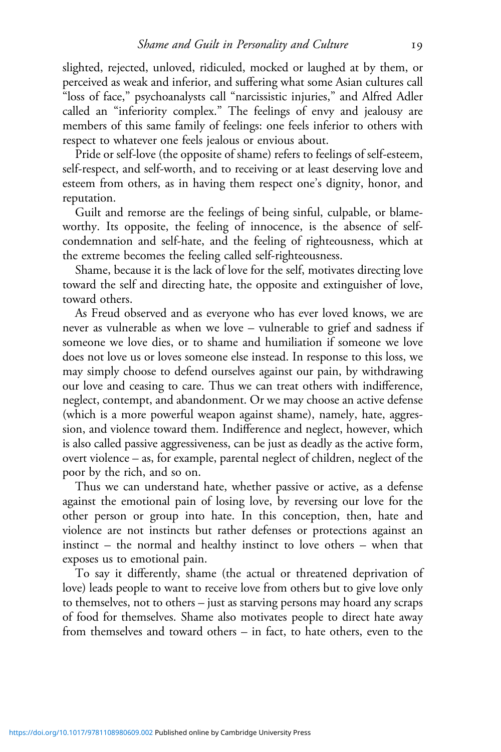slighted, rejected, unloved, ridiculed, mocked or laughed at by them, or perceived as weak and inferior, and suffering what some Asian cultures call "loss of face," psychoanalysts call "narcissistic injuries," and Alfred Adler called an "inferiority complex." The feelings of envy and jealousy are members of this same family of feelings: one feels inferior to others with respect to whatever one feels jealous or envious about.

Pride or self-love (the opposite of shame) refers to feelings of self-esteem, self-respect, and self-worth, and to receiving or at least deserving love and esteem from others, as in having them respect one's dignity, honor, and reputation.

Guilt and remorse are the feelings of being sinful, culpable, or blameworthy. Its opposite, the feeling of innocence, is the absence of self-condemnation and self-hate, and the feeling of righteousness, which at the extreme becomes the feeling called self-righteousness.

Shame, because it is the lack of love for the self, motivates directing love toward the self and directing hate, the opposite and extinguisher of love, toward others.

As Freud observed and as everyone who has ever loved knows, we are never as vulnerable as when we love – vulnerable to grief and sadness if someone we love dies, or to shame and humiliation if someone we love does not love us or loves someone else instead. In response to this loss, we may simply choose to defend ourselves against our pain, by withdrawing our love and ceasing to care. Thus we can treat others with indifference, neglect, contempt, and abandonment. Or we may choose an active defense (which is a more powerful weapon against shame), namely, hate, aggression, and violence toward them. Indifference and neglect, however, which is also called passive aggressiveness, can be just as deadly as the active form, overt violence – as, for example, parental neglect of children, neglect of the poor by the rich, and so on.

Thus we can understand hate, whether passive or active, as a defense against the emotional pain of losing love, by reversing our love for the other person or group into hate. In this conception, then, hate and violence are not instincts but rather defenses or protections against an instinct – the normal and healthy instinct to love others – when that exposes us to emotional pain.

To say it differently, shame (the actual or threatened deprivation of love) leads people to want to receive love from others but to give love only to themselves, not to others – just as starving persons may hoard any scraps of food for themselves. Shame also motivates people to direct hate away from themselves and toward others – in fact, to hate others, even to the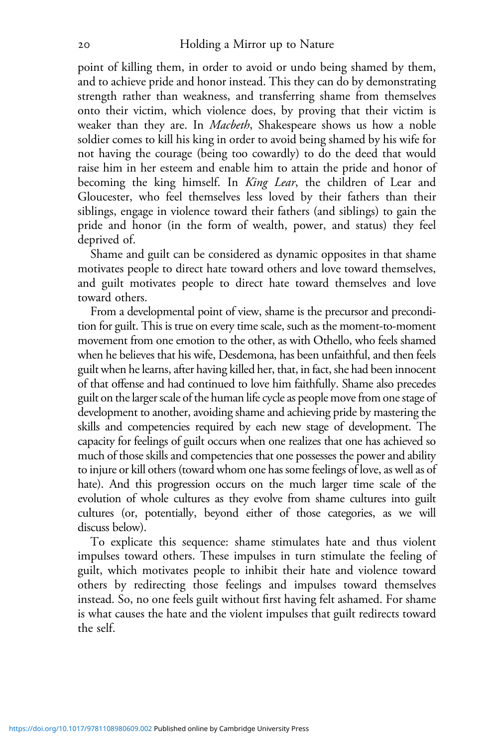point of killing them, in order to avoid or undo being shamed by them, and to achieve pride and honor instead. This they can do by demonstrating strength rather than weakness, and transferring shame from themselves onto their victim, which violence does, by proving that their victim is weaker than they are. In *Macbeth*, Shakespeare shows us how a noble soldier comes to kill his king in order to avoid being shamed by his wife for not having the courage (being too cowardly) to do the deed that would raise him in her esteem and enable him to attain the pride and honor of becoming the king himself. In *King Lear*, the children of Lear and Gloucester, who feel themselves less loved by their fathers than their siblings, engage in violence toward their fathers (and siblings) to gain the pride and honor (in the form of wealth, power, and status) they feel deprived of.

Shame and guilt can be considered as dynamic opposites in that shame motivates people to direct hate toward others and love toward themselves, and guilt motivates people to direct hate toward themselves and love toward others.

From a developmental point of view, shame is the precursor and precondition for guilt. This is true on every time scale, such as the moment-to-moment movement from one emotion to the other, as with Othello, who feels shamed when he believes that his wife, Desdemona, has been unfaithful, and then feels guilt when he learns, after having killed her, that, in fact, she had been innocent of that offense and had continued to love him faithfully. Shame also precedes guilt on the larger scale of the human life cycle as people move from one stage of development to another, avoiding shame and achieving pride by mastering the skills and competencies required by each new stage of development. The capacity for feelings of guilt occurs when one realizes that one has achieved so much of those skills and competencies that one possesses the power and ability to injure or kill others (toward whom one has some feelings of love, as well as of hate). And this progression occurs on the much larger time scale of the evolution of whole cultures as they evolve from shame cultures into guilt cultures (or, potentially, beyond either of those categories, as we will discuss below).

To explicate this sequence: shame stimulates hate and thus violent impulses toward others. These impulses in turn stimulate the feeling of guilt, which motivates people to inhibit their hate and violence toward others by redirecting those feelings and impulses toward themselves instead. So, no one feels guilt without first having felt ashamed. For shame is what causes the hate and the violent impulses that guilt redirects toward the self.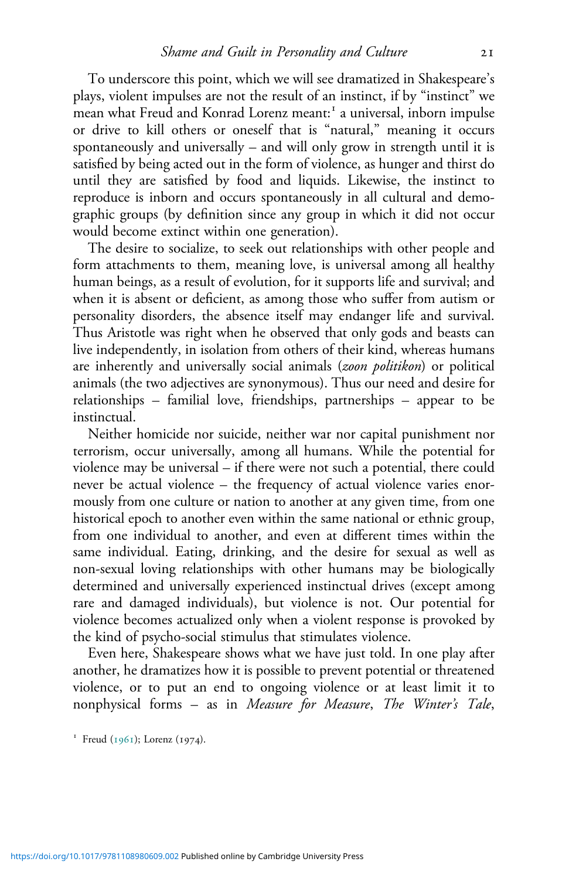To underscore this point, which we will see dramatized in Shakespeare's plays, violent impulses are not the result of an instinct, if by "instinct" we mean what Freud and Konrad Lorenz meant:[1] a universal, inborn impulse or drive to kill others or oneself that is "natural," meaning it occurs spontaneously and universally – and will only grow in strength until it is satisfied by being acted out in the form of violence, as hunger and thirst do until they are satisfied by food and liquids. Likewise, the instinct to reproduce is inborn and occurs spontaneously in all cultural and demographic groups (by definition since any group in which it did not occur would become extinct within one generation).

The desire to socialize, to seek out relationships with other people and form attachments to them, meaning love, is universal among all healthy human beings, as a result of evolution, for it supports life and survival; and when it is absent or deficient, as among those who suffer from autism or personality disorders, the absence itself may endanger life and survival. Thus Aristotle was right when he observed that only gods and beasts can live independently, in isolation from others of their kind, whereas humans are inherently and universally social animals (*zoon politikon*) or political animals (the two adjectives are synonymous). Thus our need and desire for relationships – familial love, friendships, partnerships – appear to be instinctual.

Neither homicide nor suicide, neither war nor capital punishment nor terrorism, occur universally, among all humans. While the potential for violence may be universal – if there were not such a potential, there could never be actual violence – the frequency of actual violence varies enormously from one culture or nation to another at any given time, from one historical epoch to another even within the same national or ethnic group, from one individual to another, and even at different times within the same individual. Eating, drinking, and the desire for sexual as well as non-sexual loving relationships with other humans may be biologically determined and universally experienced instinctual drives (except among rare and damaged individuals), but violence is not. Our potential for violence becomes actualized only when a violent response is provoked by the kind of psycho-social stimulus that stimulates violence.

Even here, Shakespeare shows what we have just told. In one play after another, he dramatizes how it is possible to prevent potential or threatened violence, or to put an end to ongoing violence or at least limit it to nonphysical forms – as in *Measure for Measure*, *The Winter's Tale*,

[1] Freud (1961); Lorenz (1974).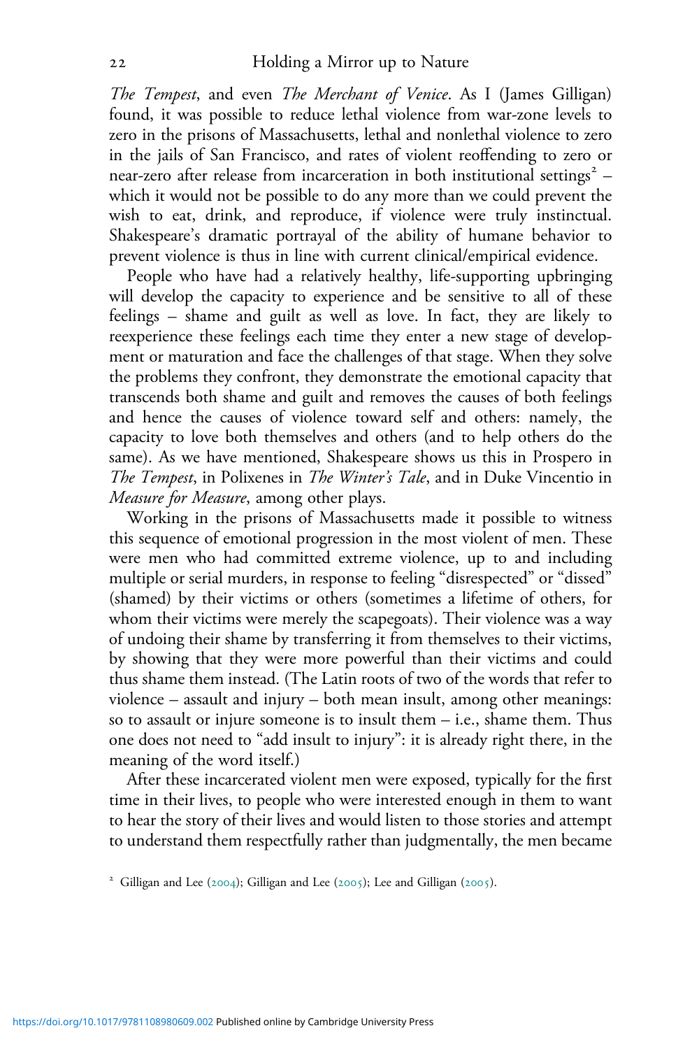*The Tempest*, and even *The Merchant of Venice*. As I (James Gilligan) found, it was possible to reduce lethal violence from war-zone levels to zero in the prisons of Massachusetts, lethal and nonlethal violence to zero in the jails of San Francisco, and rates of violent reoffending to zero or near-zero after release from incarceration in both institutional settings[2] – which it would not be possible to do any more than we could prevent the wish to eat, drink, and reproduce, if violence were truly instinctual. Shakespeare's dramatic portrayal of the ability of humane behavior to prevent violence is thus in line with current clinical/empirical evidence.

People who have had a relatively healthy, life-supporting upbringing will develop the capacity to experience and be sensitive to all of these feelings – shame and guilt as well as love. In fact, they are likely to reexperience these feelings each time they enter a new stage of development or maturation and face the challenges of that stage. When they solve the problems they confront, they demonstrate the emotional capacity that transcends both shame and guilt and removes the causes of both feelings and hence the causes of violence toward self and others: namely, the capacity to love both themselves and others (and to help others do the same). As we have mentioned, Shakespeare shows us this in Prospero in *The Tempest*, in Polixenes in *The Winter's Tale*, and in Duke Vincentio in *Measure for Measure*, among other plays.

Working in the prisons of Massachusetts made it possible to witness this sequence of emotional progression in the most violent of men. These were men who had committed extreme violence, up to and including multiple or serial murders, in response to feeling "disrespected" or "dissed" (shamed) by their victims or others (sometimes a lifetime of others, for whom their victims were merely the scapegoats). Their violence was a way of undoing their shame by transferring it from themselves to their victims, by showing that they were more powerful than their victims and could thus shame them instead. (The Latin roots of two of the words that refer to violence – assault and injury – both mean insult, among other meanings: so to assault or injure someone is to insult them – i.e., shame them. Thus one does not need to "add insult to injury": it is already right there, in the meaning of the word itself.)

After these incarcerated violent men were exposed, typically for the first time in their lives, to people who were interested enough in them to want to hear the story of their lives and would listen to those stories and attempt to understand them respectfully rather than judgmentally, the men became

[2] Gilligan and Lee (2004); Gilligan and Lee (2005); Lee and Gilligan (2005).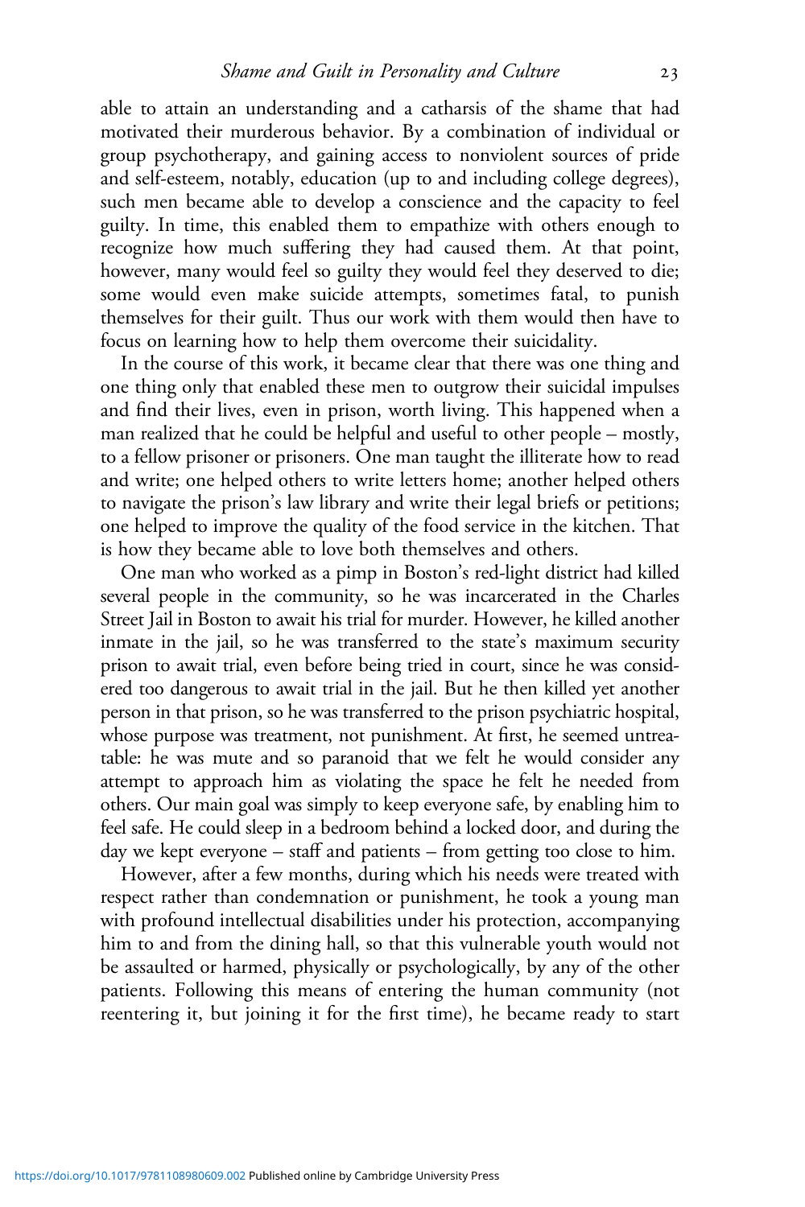able to attain an understanding and a catharsis of the shame that had motivated their murderous behavior. By a combination of individual or group psychotherapy, and gaining access to nonviolent sources of pride and self-esteem, notably, education (up to and including college degrees), such men became able to develop a conscience and the capacity to feel guilty. In time, this enabled them to empathize with others enough to recognize how much suffering they had caused them. At that point, however, many would feel so guilty they would feel they deserved to die; some would even make suicide attempts, sometimes fatal, to punish themselves for their guilt. Thus our work with them would then have to focus on learning how to help them overcome their suicidality.

In the course of this work, it became clear that there was one thing and one thing only that enabled these men to outgrow their suicidal impulses and find their lives, even in prison, worth living. This happened when a man realized that he could be helpful and useful to other people – mostly, to a fellow prisoner or prisoners. One man taught the illiterate how to read and write; one helped others to write letters home; another helped others to navigate the prison's law library and write their legal briefs or petitions; one helped to improve the quality of the food service in the kitchen. That is how they became able to love both themselves and others.

One man who worked as a pimp in Boston's red-light district had killed several people in the community, so he was incarcerated in the Charles Street Jail in Boston to await his trial for murder. However, he killed another inmate in the jail, so he was transferred to the state's maximum security prison to await trial, even before being tried in court, since he was considered too dangerous to await trial in the jail. But he then killed yet another person in that prison, so he was transferred to the prison psychiatric hospital, whose purpose was treatment, not punishment. At first, he seemed untreatable: he was mute and so paranoid that we felt he would consider any attempt to approach him as violating the space he felt he needed from others. Our main goal was simply to keep everyone safe, by enabling him to feel safe. He could sleep in a bedroom behind a locked door, and during the day we kept everyone – staff and patients – from getting too close to him.

However, after a few months, during which his needs were treated with respect rather than condemnation or punishment, he took a young man with profound intellectual disabilities under his protection, accompanying him to and from the dining hall, so that this vulnerable youth would not be assaulted or harmed, physically or psychologically, by any of the other patients. Following this means of entering the human community (not reentering it, but joining it for the first time), he became ready to start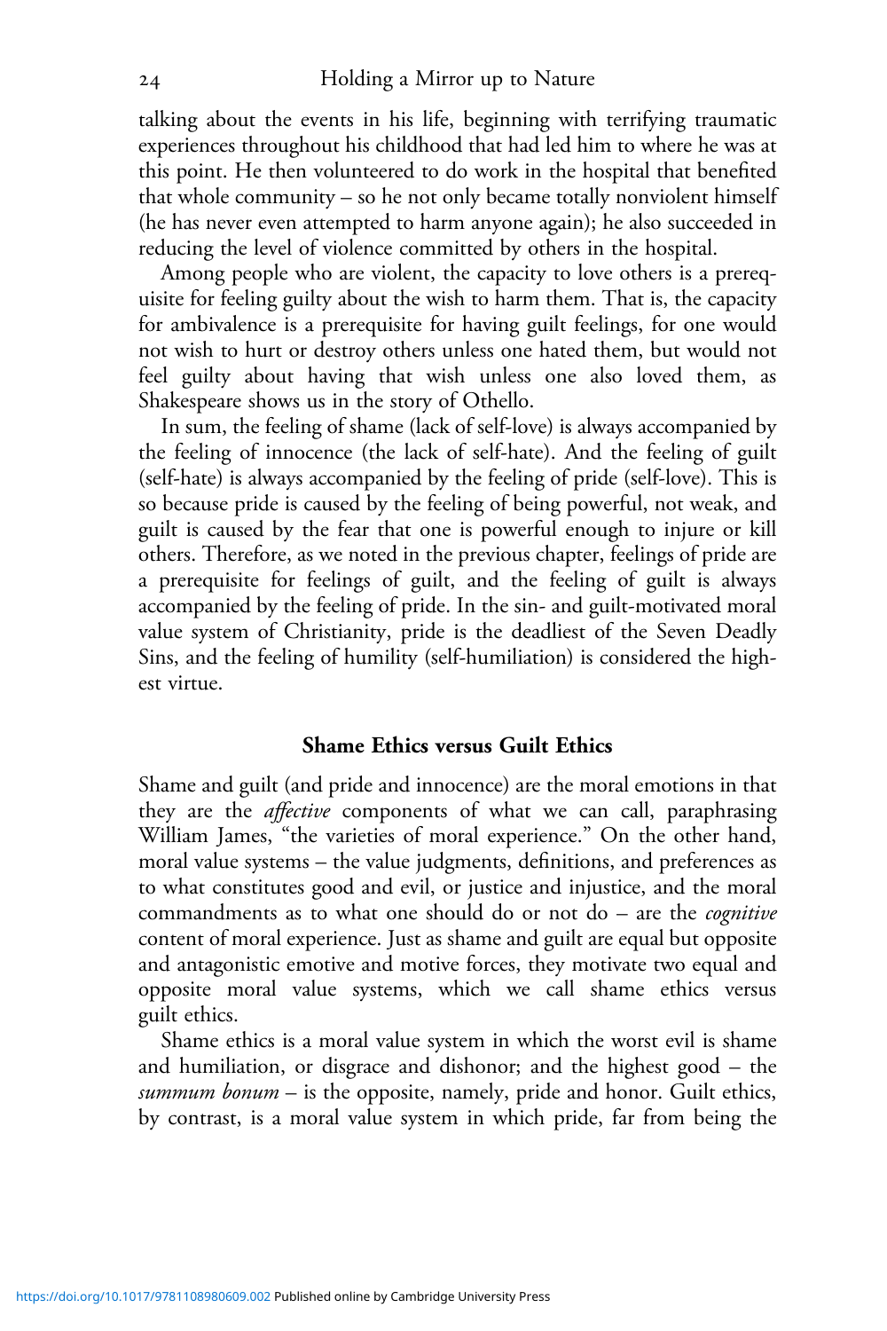talking about the events in his life, beginning with terrifying traumatic experiences throughout his childhood that had led him to where he was at this point. He then volunteered to do work in the hospital that benefited that whole community – so he not only became totally nonviolent himself (he has never even attempted to harm anyone again); he also succeeded in reducing the level of violence committed by others in the hospital.

Among people who are violent, the capacity to love others is a prerequisite for feeling guilty about the wish to harm them. That is, the capacity for ambivalence is a prerequisite for having guilt feelings, for one would not wish to hurt or destroy others unless one hated them, but would not feel guilty about having that wish unless one also loved them, as Shakespeare shows us in the story of Othello.

In sum, the feeling of shame (lack of self-love) is always accompanied by the feeling of innocence (the lack of self-hate). And the feeling of guilt (self-hate) is always accompanied by the feeling of pride (self-love). This is so because pride is caused by the feeling of being powerful, not weak, and guilt is caused by the fear that one is powerful enough to injure or kill others. Therefore, as we noted in the previous chapter, feelings of pride are a prerequisite for feelings of guilt, and the feeling of guilt is always accompanied by the feeling of pride. In the sin- and guilt-motivated moral value system of Christianity, pride is the deadliest of the Seven Deadly Sins, and the feeling of humility (self-humiliation) is considered the highest virtue.

## Shame Ethics versus Guilt Ethics

Shame and guilt (and pride and innocence) are the moral emotions in that they are the *affective* components of what we can call, paraphrasing William James, "the varieties of moral experience." On the other hand, moral value systems – the value judgments, definitions, and preferences as to what constitutes good and evil, or justice and injustice, and the moral commandments as to what one should do or not do – are the *cognitive* content of moral experience. Just as shame and guilt are equal but opposite and antagonistic emotive and motive forces, they motivate two equal and opposite moral value systems, which we call shame ethics versus guilt ethics.

Shame ethics is a moral value system in which the worst evil is shame and humiliation, or disgrace and dishonor; and the highest good – the *summum bonum* – is the opposite, namely, pride and honor. Guilt ethics, by contrast, is a moral value system in which pride, far from being the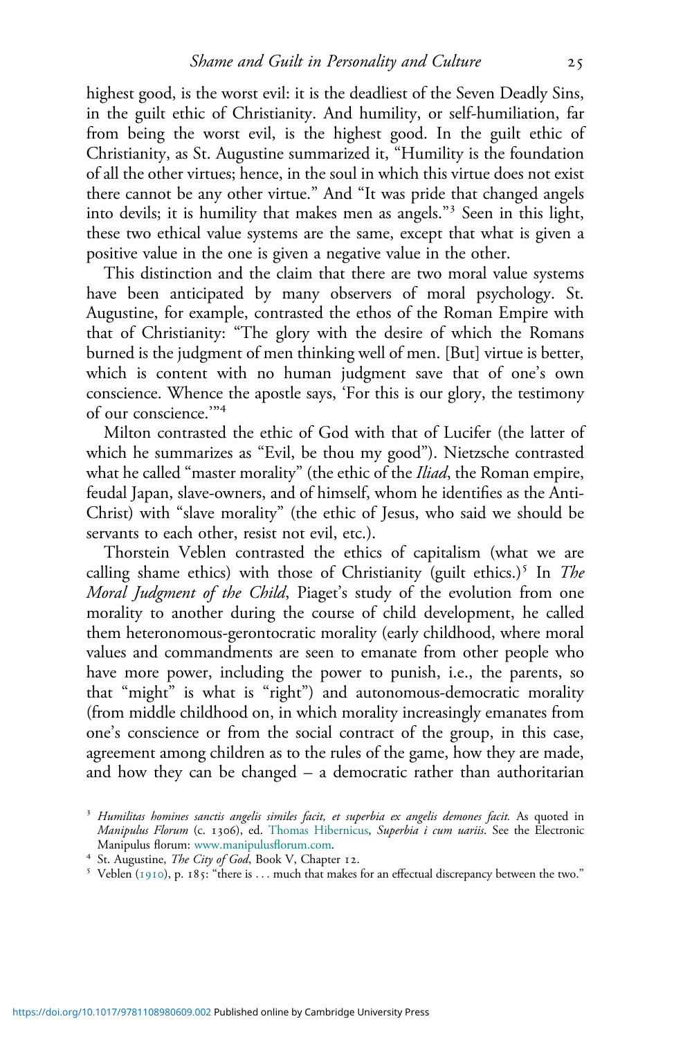highest good, is the worst evil: it is the deadliest of the Seven Deadly Sins, in the guilt ethic of Christianity. And humility, or self-humiliation, far from being the worst evil, is the highest good. In the guilt ethic of Christianity, as St. Augustine summarized it, "Humility is the foundation of all the other virtues; hence, in the soul in which this virtue does not exist there cannot be any other virtue." And "It was pride that changed angels into devils; it is humility that makes men as angels."[3] Seen in this light, these two ethical value systems are the same, except that what is given a positive value in the one is given a negative value in the other.

This distinction and the claim that there are two moral value systems have been anticipated by many observers of moral psychology. St. Augustine, for example, contrasted the ethos of the Roman Empire with that of Christianity: "The glory with the desire of which the Romans burned is the judgment of men thinking well of men. [But] virtue is better, which is content with no human judgment save that of one's own conscience. Whence the apostle says, 'For this is our glory, the testimony of our conscience.'"[4]

Milton contrasted the ethic of God with that of Lucifer (the latter of which he summarizes as "Evil, be thou my good"). Nietzsche contrasted what he called "master morality" (the ethic of the *Iliad*, the Roman empire, feudal Japan, slave-owners, and of himself, whom he identifies as the Anti-Christ) with "slave morality" (the ethic of Jesus, who said we should be servants to each other, resist not evil, etc.).

Thorstein Veblen contrasted the ethics of capitalism (what we are calling shame ethics) with those of Christianity (guilt ethics.)[5] In *The Moral Judgment of the Child*, Piaget's study of the evolution from one morality to another during the course of child development, he called them heteronomous-gerontocratic morality (early childhood, where moral values and commandments are seen to emanate from other people who have more power, including the power to punish, i.e., the parents, so that "might" is what is "right") and autonomous-democratic morality (from middle childhood on, in which morality increasingly emanates from one's conscience or from the social contract of the group, in this case, agreement among children as to the rules of the game, how they are made, and how they can be changed – a democratic rather than authoritarian

[3] *Humilitas homines sanctis angelis similes facit, et superbia ex angelis demones facit.* As quoted in *Manipulus Florum* (c. 1306), ed. Thomas Hibernicus, *Superbia i cum uariis*. See the Electronic Manipulus florum: www.manipulusflorum.com.

[4] St. Augustine, *The City of God*, Book V, Chapter 12.

[5] Veblen (1910), p. 185: "there is ... much that makes for an effectual discrepancy between the two."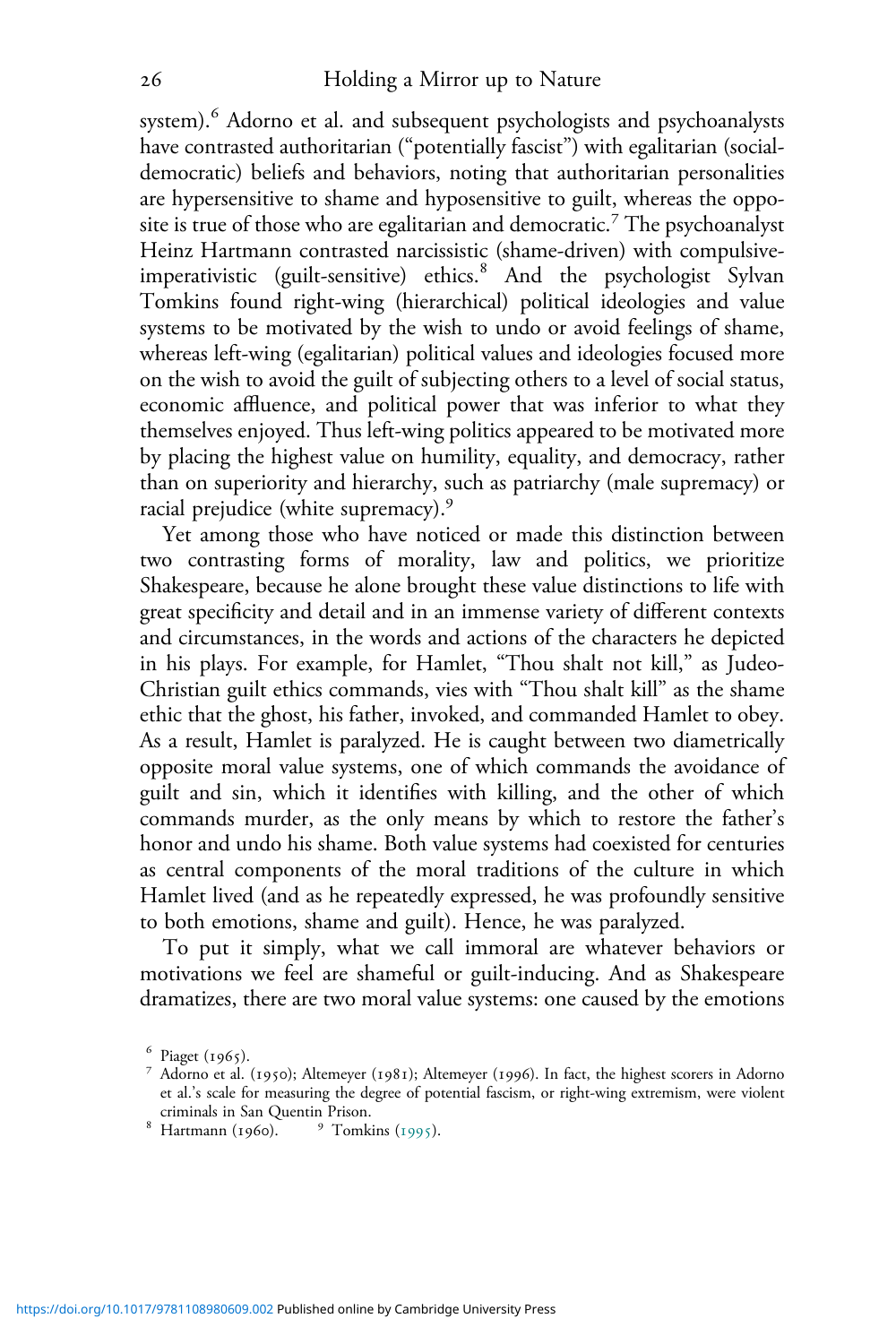system).[6] Adorno et al. and subsequent psychologists and psychoanalysts have contrasted authoritarian ("potentially fascist") with egalitarian (social-democratic) beliefs and behaviors, noting that authoritarian personalities are hypersensitive to shame and hyposensitive to guilt, whereas the opposite is true of those who are egalitarian and democratic.[7] The psychoanalyst Heinz Hartmann contrasted narcissistic (shame-driven) with compulsive-imperativistic (guilt-sensitive) ethics.[8] And the psychologist Sylvan Tomkins found right-wing (hierarchical) political ideologies and value systems to be motivated by the wish to undo or avoid feelings of shame, whereas left-wing (egalitarian) political values and ideologies focused more on the wish to avoid the guilt of subjecting others to a level of social status, economic affluence, and political power that was inferior to what they themselves enjoyed. Thus left-wing politics appeared to be motivated more by placing the highest value on humility, equality, and democracy, rather than on superiority and hierarchy, such as patriarchy (male supremacy) or racial prejudice (white supremacy).[9]

Yet among those who have noticed or made this distinction between two contrasting forms of morality, law and politics, we prioritize Shakespeare, because he alone brought these value distinctions to life with great specificity and detail and in an immense variety of different contexts and circumstances, in the words and actions of the characters he depicted in his plays. For example, for Hamlet, "Thou shalt not kill," as Judeo-Christian guilt ethics commands, vies with "Thou shalt kill" as the shame ethic that the ghost, his father, invoked, and commanded Hamlet to obey. As a result, Hamlet is paralyzed. He is caught between two diametrically opposite moral value systems, one of which commands the avoidance of guilt and sin, which it identifies with killing, and the other of which commands murder, as the only means by which to restore the father's honor and undo his shame. Both value systems had coexisted for centuries as central components of the moral traditions of the culture in which Hamlet lived (and as he repeatedly expressed, he was profoundly sensitive to both emotions, shame and guilt). Hence, he was paralyzed.

To put it simply, what we call immoral are whatever behaviors or motivations we feel are shameful or guilt-inducing. And as Shakespeare dramatizes, there are two moral value systems: one caused by the emotions

---

[6] Piaget (1965).

[7] Adorno et al. (1950); Altemeyer (1981); Altemeyer (1996). In fact, the highest scorers in Adorno et al.'s scale for measuring the degree of potential fascism, or right-wing extremism, were violent criminals in San Quentin Prison.

[8] Hartmann (1960).

[9] Tomkins (1995).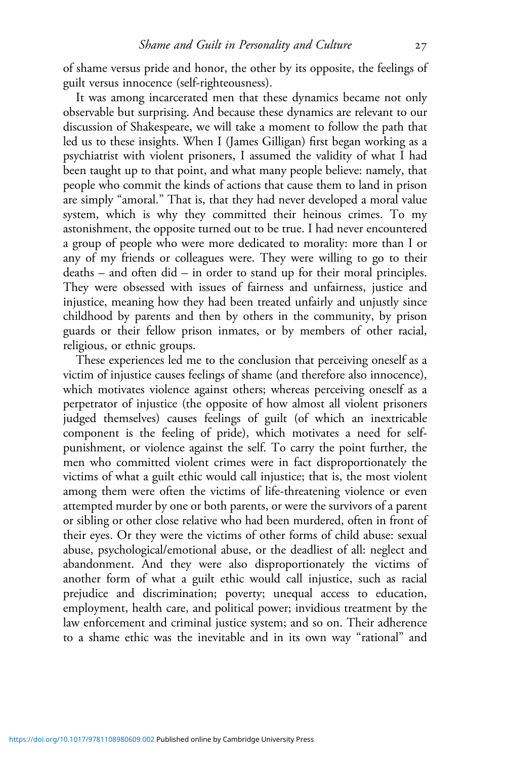of shame versus pride and honor, the other by its opposite, the feelings of guilt versus innocence (self-righteousness).

It was among incarcerated men that these dynamics became not only observable but surprising. And because these dynamics are relevant to our discussion of Shakespeare, we will take a moment to follow the path that led us to these insights. When I (James Gilligan) first began working as a psychiatrist with violent prisoners, I assumed the validity of what I had been taught up to that point, and what many people believe: namely, that people who commit the kinds of actions that cause them to land in prison are simply "amoral." That is, that they had never developed a moral value system, which is why they committed their heinous crimes. To my astonishment, the opposite turned out to be true. I had never encountered a group of people who were more dedicated to morality: more than I or any of my friends or colleagues were. They were willing to go to their deaths – and often did – in order to stand up for their moral principles. They were obsessed with issues of fairness and unfairness, justice and injustice, meaning how they had been treated unfairly and unjustly since childhood by parents and then by others in the community, by prison guards or their fellow prison inmates, or by members of other racial, religious, or ethnic groups.

These experiences led me to the conclusion that perceiving oneself as a victim of injustice causes feelings of shame (and therefore also innocence), which motivates violence against others; whereas perceiving oneself as a perpetrator of injustice (the opposite of how almost all violent prisoners judged themselves) causes feelings of guilt (of which an inextricable component is the feeling of pride), which motivates a need for self-punishment, or violence against the self. To carry the point further, the men who committed violent crimes were in fact disproportionately the victims of what a guilt ethic would call injustice; that is, the most violent among them were often the victims of life-threatening violence or even attempted murder by one or both parents, or were the survivors of a parent or sibling or other close relative who had been murdered, often in front of their eyes. Or they were the victims of other forms of child abuse: sexual abuse, psychological/emotional abuse, or the deadliest of all: neglect and abandonment. And they were also disproportionately the victims of another form of what a guilt ethic would call injustice, such as racial prejudice and discrimination; poverty; unequal access to education, employment, health care, and political power; invidious treatment by the law enforcement and criminal justice system; and so on. Their adherence to a shame ethic was the inevitable and in its own way "rational" and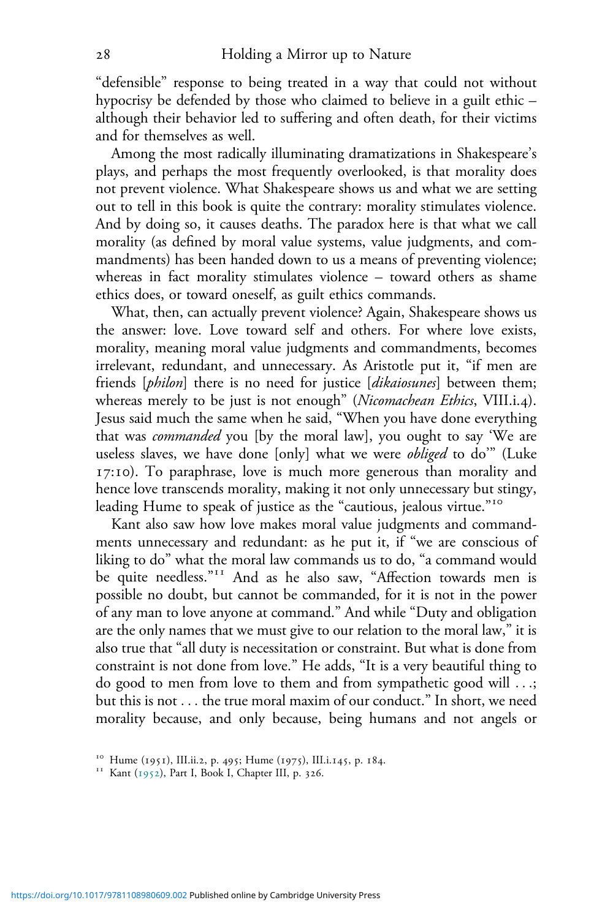"defensible" response to being treated in a way that could not without hypocrisy be defended by those who claimed to believe in a guilt ethic – although their behavior led to suffering and often death, for their victims and for themselves as well.

Among the most radically illuminating dramatizations in Shakespeare's plays, and perhaps the most frequently overlooked, is that morality does not prevent violence. What Shakespeare shows us and what we are setting out to tell in this book is quite the contrary: morality stimulates violence. And by doing so, it causes deaths. The paradox here is that what we call morality (as defined by moral value systems, value judgments, and commandments) has been handed down to us a means of preventing violence; whereas in fact morality stimulates violence – toward others as shame ethics does, or toward oneself, as guilt ethics commands.

What, then, can actually prevent violence? Again, Shakespeare shows us the answer: love. Love toward self and others. For where love exists, morality, meaning moral value judgments and commandments, becomes irrelevant, redundant, and unnecessary. As Aristotle put it, "if men are friends [*philon*] there is no need for justice [*dikaiosunes*] between them; whereas merely to be just is not enough" (*Nicomachean Ethics*, VIII.i.4). Jesus said much the same when he said, "When you have done everything that was *commanded* you [by the moral law], you ought to say 'We are useless slaves, we have done [only] what we were *obliged* to do'" (Luke 17:10). To paraphrase, love is much more generous than morality and hence love transcends morality, making it not only unnecessary but stingy, leading Hume to speak of justice as the "cautious, jealous virtue."[10]

Kant also saw how love makes moral value judgments and commandments unnecessary and redundant: as he put it, if "we are conscious of liking to do" what the moral law commands us to do, "a command would be quite needless."[11] And as he also saw, "Affection towards men is possible no doubt, but cannot be commanded, for it is not in the power of any man to love anyone at command." And while "Duty and obligation are the only names that we must give to our relation to the moral law," it is also true that "all duty is necessitation or constraint. But what is done from constraint is not done from love." He adds, "It is a very beautiful thing to do good to men from love to them and from sympathetic good will . . .; but this is not . . . the true moral maxim of our conduct." In short, we need morality because, and only because, being humans and not angels or

[10] Hume (1951), III.ii.2, p. 495; Hume (1975), III.i.145, p. 184.

[11] Kant (1952), Part I, Book I, Chapter III, p. 326.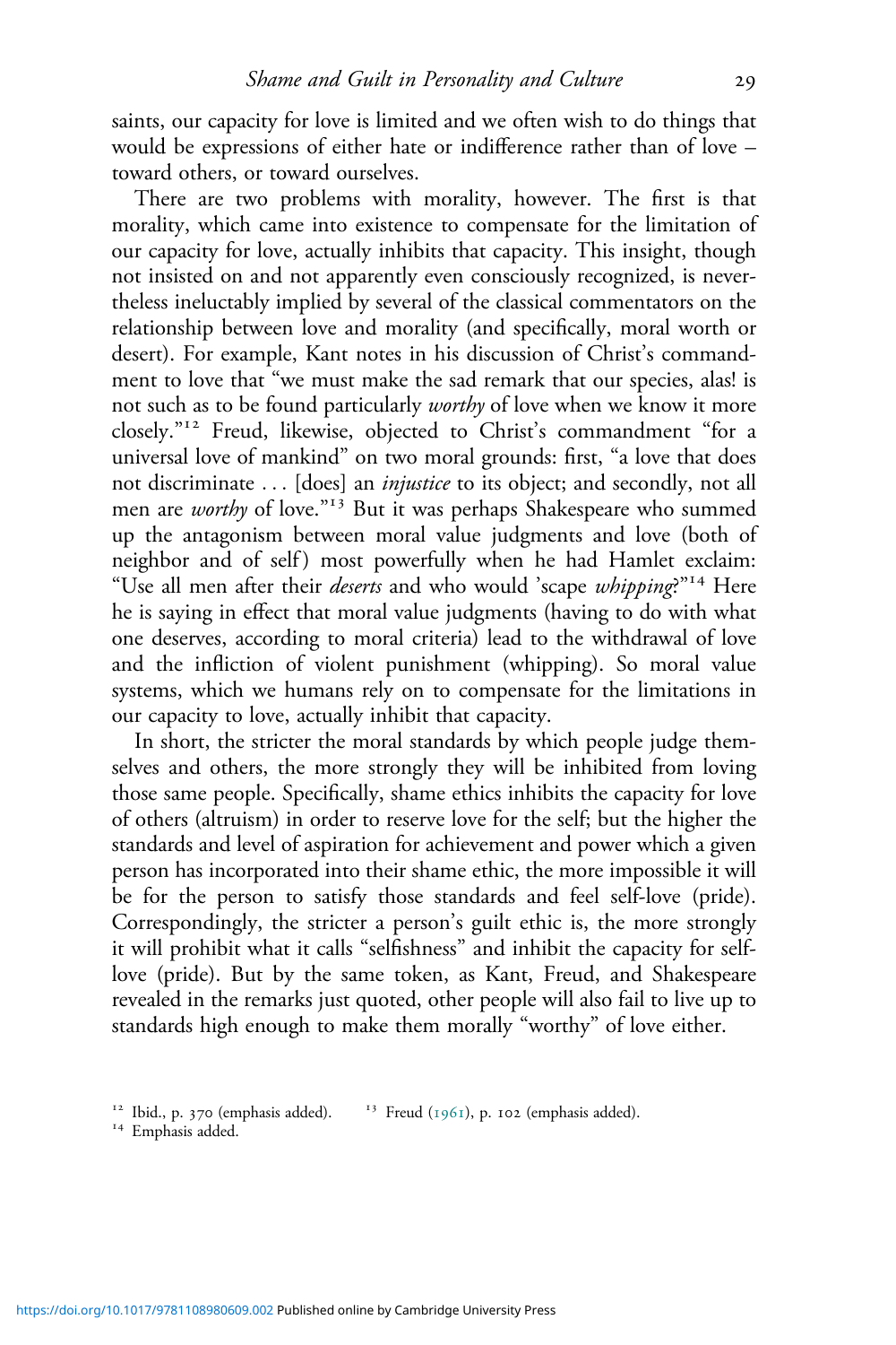saints, our capacity for love is limited and we often wish to do things that would be expressions of either hate or indifference rather than of love – toward others, or toward ourselves.

There are two problems with morality, however. The first is that morality, which came into existence to compensate for the limitation of our capacity for love, actually inhibits that capacity. This insight, though not insisted on and not apparently even consciously recognized, is nevertheless ineluctably implied by several of the classical commentators on the relationship between love and morality (and specifically, moral worth or desert). For example, Kant notes in his discussion of Christ's commandment to love that "we must make the sad remark that our species, alas! is not such as to be found particularly *worthy* of love when we know it more closely."[12] Freud, likewise, objected to Christ's commandment "for a universal love of mankind" on two moral grounds: first, "a love that does not discriminate . . . [does] an *injustice* to its object; and secondly, not all men are *worthy* of love."[13] But it was perhaps Shakespeare who summed up the antagonism between moral value judgments and love (both of neighbor and of self) most powerfully when he had Hamlet exclaim: "Use all men after their *deserts* and who would 'scape *whipping*?"[14] Here he is saying in effect that moral value judgments (having to do with what one deserves, according to moral criteria) lead to the withdrawal of love and the infliction of violent punishment (whipping). So moral value systems, which we humans rely on to compensate for the limitations in our capacity to love, actually inhibit that capacity.

In short, the stricter the moral standards by which people judge themselves and others, the more strongly they will be inhibited from loving those same people. Specifically, shame ethics inhibits the capacity for love of others (altruism) in order to reserve love for the self; but the higher the standards and level of aspiration for achievement and power which a given person has incorporated into their shame ethic, the more impossible it will be for the person to satisfy those standards and feel self-love (pride). Correspondingly, the stricter a person's guilt ethic is, the more strongly it will prohibit what it calls "selfishness" and inhibit the capacity for self-love (pride). But by the same token, as Kant, Freud, and Shakespeare revealed in the remarks just quoted, other people will also fail to live up to standards high enough to make them morally "worthy" of love either.

---

[12] Ibid., p. 370 (emphasis added).

[13] Freud (1961), p. 102 (emphasis added).

[14] Emphasis added.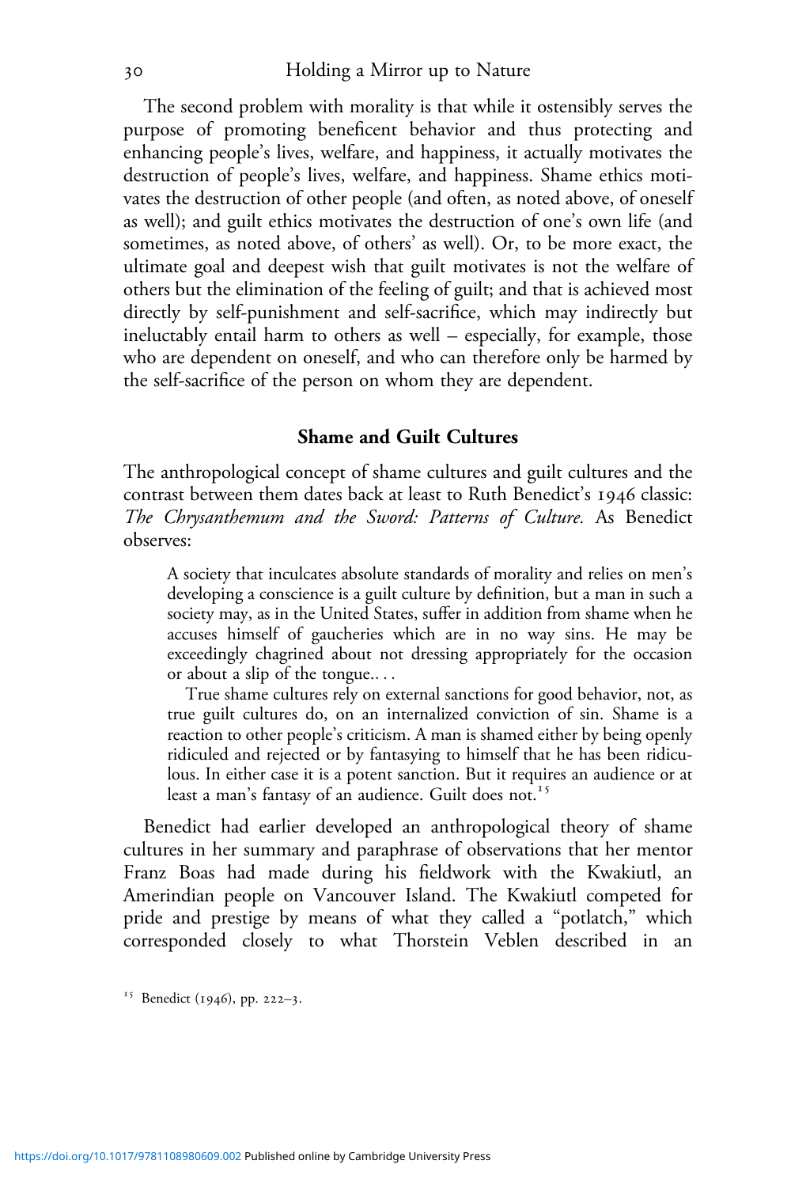The second problem with morality is that while it ostensibly serves the purpose of promoting beneficent behavior and thus protecting and enhancing people's lives, welfare, and happiness, it actually motivates the destruction of people's lives, welfare, and happiness. Shame ethics motivates the destruction of other people (and often, as noted above, of oneself as well); and guilt ethics motivates the destruction of one's own life (and sometimes, as noted above, of others' as well). Or, to be more exact, the ultimate goal and deepest wish that guilt motivates is not the welfare of others but the elimination of the feeling of guilt; and that is achieved most directly by self-punishment and self-sacrifice, which may indirectly but ineluctably entail harm to others as well – especially, for example, those who are dependent on oneself, and who can therefore only be harmed by the self-sacrifice of the person on whom they are dependent.

## Shame and Guilt Cultures

The anthropological concept of shame cultures and guilt cultures and the contrast between them dates back at least to Ruth Benedict's 1946 classic: *The Chrysanthemum and the Sword: Patterns of Culture.* As Benedict observes:

> A society that inculcates absolute standards of morality and relies on men's developing a conscience is a guilt culture by definition, but a man in such a society may, as in the United States, suffer in addition from shame when he accuses himself of gaucheries which are in no way sins. He may be exceedingly chagrined about not dressing appropriately for the occasion or about a slip of the tongue.. . .
>
> True shame cultures rely on external sanctions for good behavior, not, as true guilt cultures do, on an internalized conviction of sin. Shame is a reaction to other people's criticism. A man is shamed either by being openly ridiculed and rejected or by fantasying to himself that he has been ridiculous. In either case it is a potent sanction. But it requires an audience or at least a man's fantasy of an audience. Guilt does not.[15]

Benedict had earlier developed an anthropological theory of shame cultures in her summary and paraphrase of observations that her mentor Franz Boas had made during his fieldwork with the Kwakiutl, an Amerindian people on Vancouver Island. The Kwakiutl competed for pride and prestige by means of what they called a "potlatch," which corresponded closely to what Thorstein Veblen described in an

[15] Benedict (1946), pp. 222–3.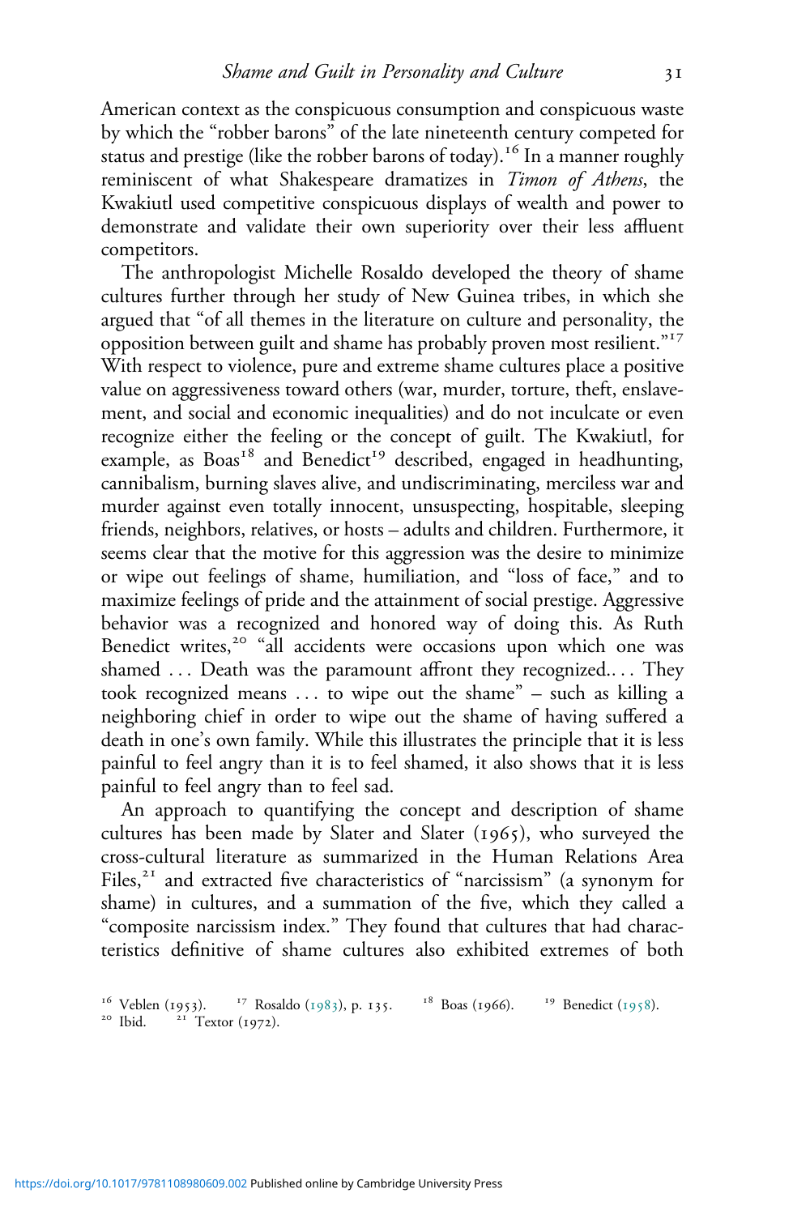American context as the conspicuous consumption and conspicuous waste by which the "robber barons" of the late nineteenth century competed for status and prestige (like the robber barons of today).[16] In a manner roughly reminiscent of what Shakespeare dramatizes in *Timon of Athens*, the Kwakiutl used competitive conspicuous displays of wealth and power to demonstrate and validate their own superiority over their less affluent competitors.

The anthropologist Michelle Rosaldo developed the theory of shame cultures further through her study of New Guinea tribes, in which she argued that "of all themes in the literature on culture and personality, the opposition between guilt and shame has probably proven most resilient."[17] With respect to violence, pure and extreme shame cultures place a positive value on aggressiveness toward others (war, murder, torture, theft, enslavement, and social and economic inequalities) and do not inculcate or even recognize either the feeling or the concept of guilt. The Kwakiutl, for example, as Boas[18] and Benedict[19] described, engaged in headhunting, cannibalism, burning slaves alive, and undiscriminating, merciless war and murder against even totally innocent, unsuspecting, hospitable, sleeping friends, neighbors, relatives, or hosts – adults and children. Furthermore, it seems clear that the motive for this aggression was the desire to minimize or wipe out feelings of shame, humiliation, and "loss of face," and to maximize feelings of pride and the attainment of social prestige. Aggressive behavior was a recognized and honored way of doing this. As Ruth Benedict writes,[20] "all accidents were occasions upon which one was shamed ... Death was the paramount affront they recognized.... They took recognized means ... to wipe out the shame" – such as killing a neighboring chief in order to wipe out the shame of having suffered a death in one's own family. While this illustrates the principle that it is less painful to feel angry than it is to feel shamed, it also shows that it is less painful to feel angry than to feel sad.

An approach to quantifying the concept and description of shame cultures has been made by Slater and Slater (1965), who surveyed the cross-cultural literature as summarized in the Human Relations Area Files,[21] and extracted five characteristics of "narcissism" (a synonym for shame) in cultures, and a summation of the five, which they called a "composite narcissism index." They found that cultures that had characteristics definitive of shame cultures also exhibited extremes of both

[16] Veblen (1953). [17] Rosaldo (1983), p. 135. [18] Boas (1966). [19] Benedict (1958).
[20] Ibid. [21] Textor (1972).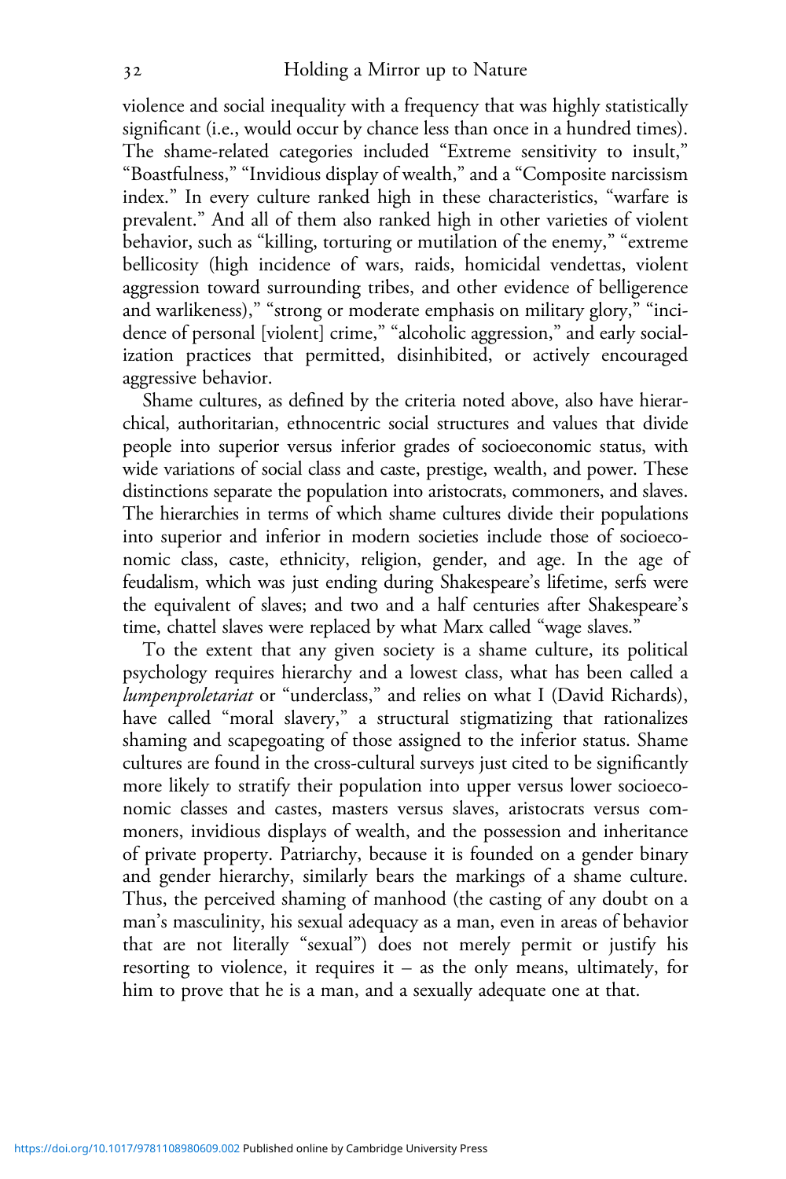violence and social inequality with a frequency that was highly statistically significant (i.e., would occur by chance less than once in a hundred times). The shame-related categories included "Extreme sensitivity to insult," "Boastfulness," "Invidious display of wealth," and a "Composite narcissism index." In every culture ranked high in these characteristics, "warfare is prevalent." And all of them also ranked high in other varieties of violent behavior, such as "killing, torturing or mutilation of the enemy," "extreme bellicosity (high incidence of wars, raids, homicidal vendettas, violent aggression toward surrounding tribes, and other evidence of belligerence and warlikeness)," "strong or moderate emphasis on military glory," "incidence of personal [violent] crime," "alcoholic aggression," and early socialization practices that permitted, disinhibited, or actively encouraged aggressive behavior.

Shame cultures, as defined by the criteria noted above, also have hierarchical, authoritarian, ethnocentric social structures and values that divide people into superior versus inferior grades of socioeconomic status, with wide variations of social class and caste, prestige, wealth, and power. These distinctions separate the population into aristocrats, commoners, and slaves. The hierarchies in terms of which shame cultures divide their populations into superior and inferior in modern societies include those of socioeconomic class, caste, ethnicity, religion, gender, and age. In the age of feudalism, which was just ending during Shakespeare's lifetime, serfs were the equivalent of slaves; and two and a half centuries after Shakespeare's time, chattel slaves were replaced by what Marx called "wage slaves."

To the extent that any given society is a shame culture, its political psychology requires hierarchy and a lowest class, what has been called a *lumpenproletariat* or "underclass," and relies on what I (David Richards), have called "moral slavery," a structural stigmatizing that rationalizes shaming and scapegoating of those assigned to the inferior status. Shame cultures are found in the cross-cultural surveys just cited to be significantly more likely to stratify their population into upper versus lower socioeconomic classes and castes, masters versus slaves, aristocrats versus commoners, invidious displays of wealth, and the possession and inheritance of private property. Patriarchy, because it is founded on a gender binary and gender hierarchy, similarly bears the markings of a shame culture. Thus, the perceived shaming of manhood (the casting of any doubt on a man's masculinity, his sexual adequacy as a man, even in areas of behavior that are not literally "sexual") does not merely permit or justify his resorting to violence, it requires it – as the only means, ultimately, for him to prove that he is a man, and a sexually adequate one at that.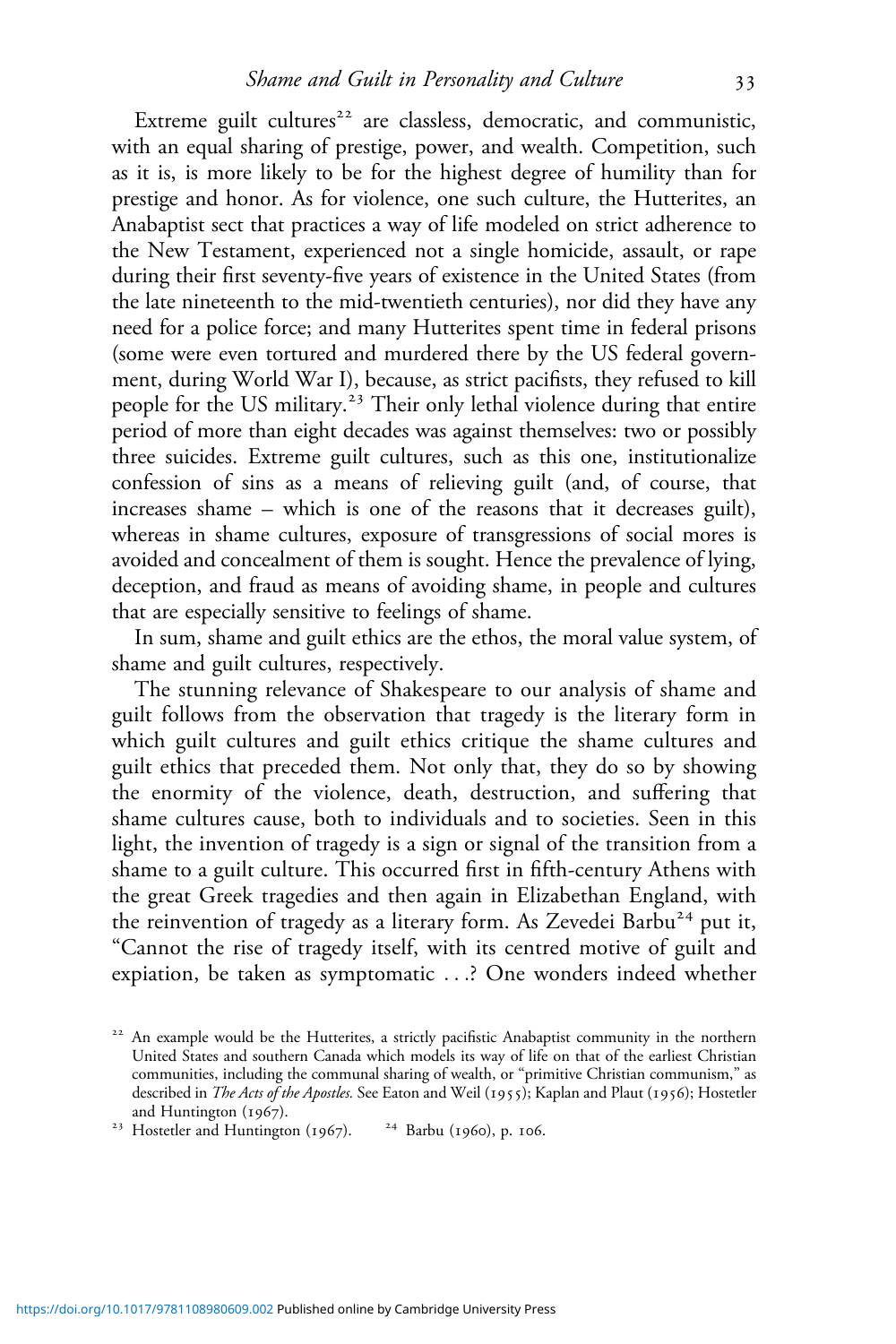Extreme guilt cultures[22] are classless, democratic, and communistic, with an equal sharing of prestige, power, and wealth. Competition, such as it is, is more likely to be for the highest degree of humility than for prestige and honor. As for violence, one such culture, the Hutterites, an Anabaptist sect that practices a way of life modeled on strict adherence to the New Testament, experienced not a single homicide, assault, or rape during their first seventy-five years of existence in the United States (from the late nineteenth to the mid-twentieth centuries), nor did they have any need for a police force; and many Hutterites spent time in federal prisons (some were even tortured and murdered there by the US federal government, during World War I), because, as strict pacifists, they refused to kill people for the US military.[23] Their only lethal violence during that entire period of more than eight decades was against themselves: two or possibly three suicides. Extreme guilt cultures, such as this one, institutionalize confession of sins as a means of relieving guilt (and, of course, that increases shame – which is one of the reasons that it decreases guilt), whereas in shame cultures, exposure of transgressions of social mores is avoided and concealment of them is sought. Hence the prevalence of lying, deception, and fraud as means of avoiding shame, in people and cultures that are especially sensitive to feelings of shame.

In sum, shame and guilt ethics are the ethos, the moral value system, of shame and guilt cultures, respectively.

The stunning relevance of Shakespeare to our analysis of shame and guilt follows from the observation that tragedy is the literary form in which guilt cultures and guilt ethics critique the shame cultures and guilt ethics that preceded them. Not only that, they do so by showing the enormity of the violence, death, destruction, and suffering that shame cultures cause, both to individuals and to societies. Seen in this light, the invention of tragedy is a sign or signal of the transition from a shame to a guilt culture. This occurred first in fifth-century Athens with the great Greek tragedies and then again in Elizabethan England, with the reinvention of tragedy as a literary form. As Zevedei Barbu[24] put it, "Cannot the rise of tragedy itself, with its centred motive of guilt and expiation, be taken as symptomatic . . .? One wonders indeed whether

[22] An example would be the Hutterites, a strictly pacifistic Anabaptist community in the northern United States and southern Canada which models its way of life on that of the earliest Christian communities, including the communal sharing of wealth, or "primitive Christian communism," as described in *The Acts of the Apostles.* See Eaton and Weil (1955); Kaplan and Plaut (1956); Hostetler and Huntington (1967).

[23] Hostetler and Huntington (1967).

[24] Barbu (1960), p. 106.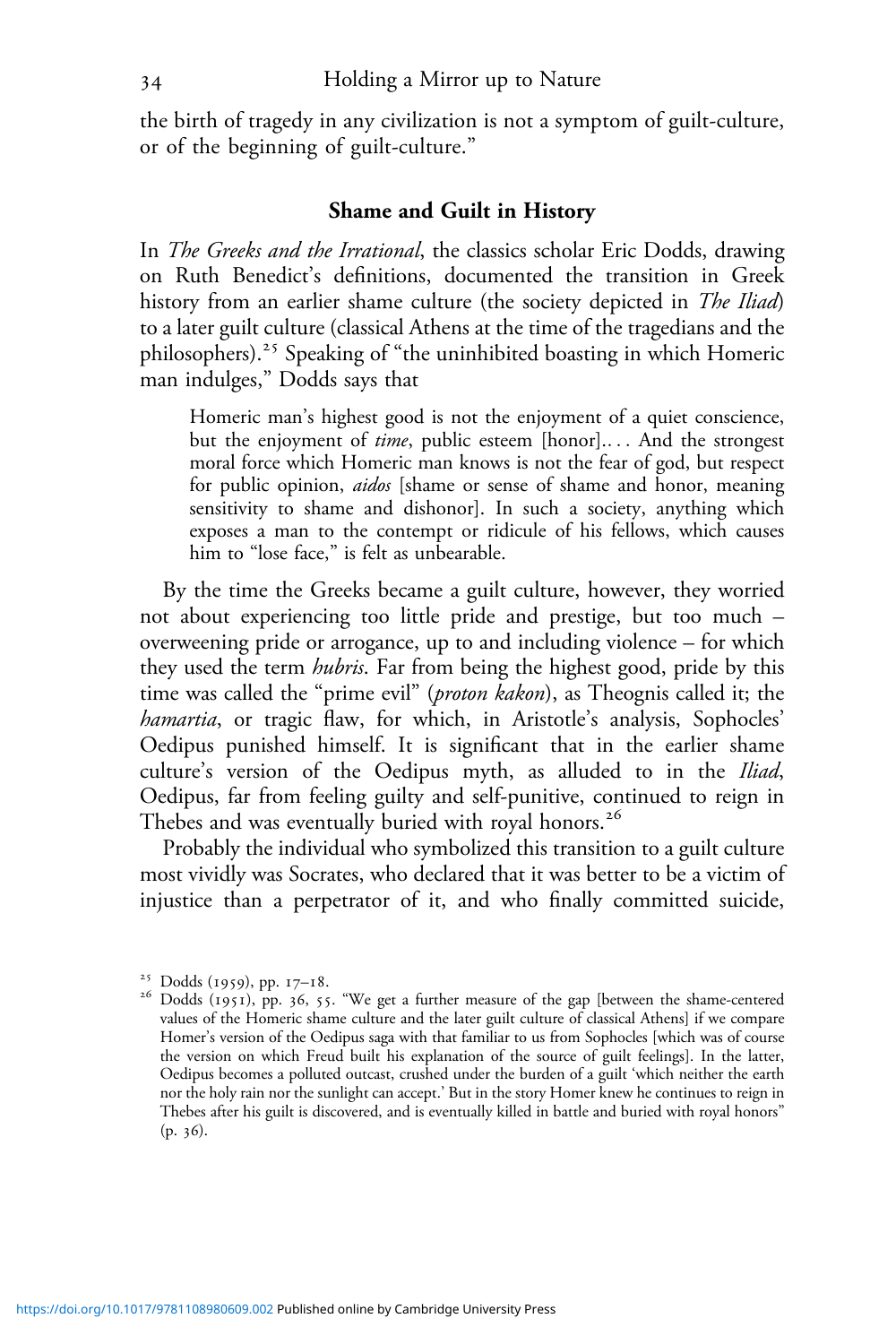the birth of tragedy in any civilization is not a symptom of guilt-culture, or of the beginning of guilt-culture."

## Shame and Guilt in History

In *The Greeks and the Irrational*, the classics scholar Eric Dodds, drawing on Ruth Benedict's definitions, documented the transition in Greek history from an earlier shame culture (the society depicted in *The Iliad*) to a later guilt culture (classical Athens at the time of the tragedians and the philosophers).[25] Speaking of "the uninhibited boasting in which Homeric man indulges," Dodds says that

> Homeric man's highest good is not the enjoyment of a quiet conscience, but the enjoyment of *time*, public esteem [honor].... And the strongest moral force which Homeric man knows is not the fear of god, but respect for public opinion, *aidos* [shame or sense of shame and honor, meaning sensitivity to shame and dishonor]. In such a society, anything which exposes a man to the contempt or ridicule of his fellows, which causes him to "lose face," is felt as unbearable.

By the time the Greeks became a guilt culture, however, they worried not about experiencing too little pride and prestige, but too much – overweening pride or arrogance, up to and including violence – for which they used the term *hubris*. Far from being the highest good, pride by this time was called the "prime evil" (*proton kakon*), as Theognis called it; the *hamartia*, or tragic flaw, for which, in Aristotle's analysis, Sophocles' Oedipus punished himself. It is significant that in the earlier shame culture's version of the Oedipus myth, as alluded to in the *Iliad*, Oedipus, far from feeling guilty and self-punitive, continued to reign in Thebes and was eventually buried with royal honors.[26]

Probably the individual who symbolized this transition to a guilt culture most vividly was Socrates, who declared that it was better to be a victim of injustice than a perpetrator of it, and who finally committed suicide,

[25] Dodds (1959), pp. 17–18.

[26] Dodds (1951), pp. 36, 55. "We get a further measure of the gap [between the shame-centered values of the Homeric shame culture and the later guilt culture of classical Athens] if we compare Homer's version of the Oedipus saga with that familiar to us from Sophocles [which was of course the version on which Freud built his explanation of the source of guilt feelings]. In the latter, Oedipus becomes a polluted outcast, crushed under the burden of a guilt 'which neither the earth nor the holy rain nor the sunlight can accept.' But in the story Homer knew he continues to reign in Thebes after his guilt is discovered, and is eventually killed in battle and buried with royal honors" (p. 36).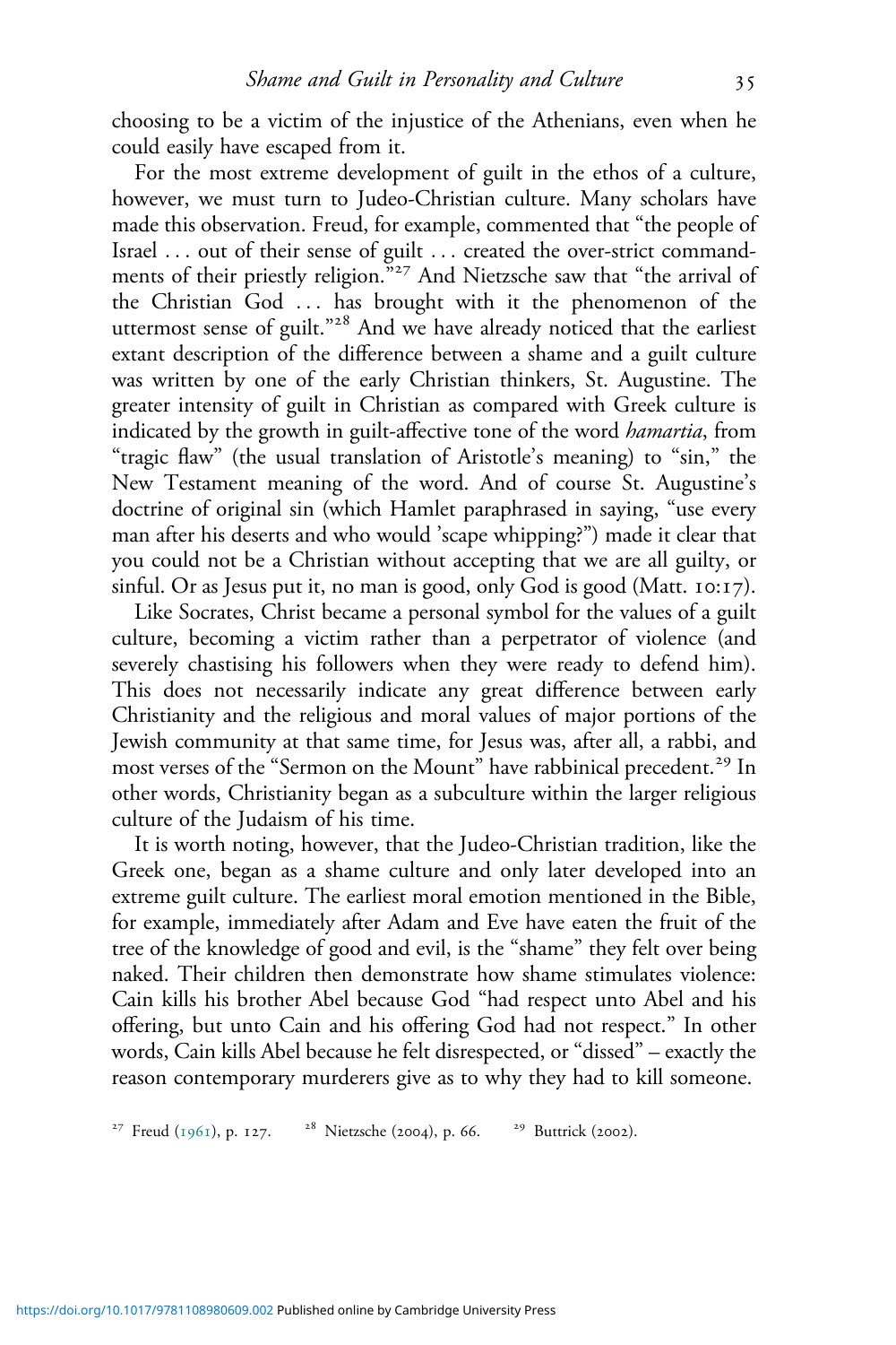choosing to be a victim of the injustice of the Athenians, even when he could easily have escaped from it.

For the most extreme development of guilt in the ethos of a culture, however, we must turn to Judeo-Christian culture. Many scholars have made this observation. Freud, for example, commented that "the people of Israel . . . out of their sense of guilt . . . created the over-strict commandments of their priestly religion."[27] And Nietzsche saw that "the arrival of the Christian God . . . has brought with it the phenomenon of the uttermost sense of guilt."[28] And we have already noticed that the earliest extant description of the difference between a shame and a guilt culture was written by one of the early Christian thinkers, St. Augustine. The greater intensity of guilt in Christian as compared with Greek culture is indicated by the growth in guilt-affective tone of the word *hamartia*, from "tragic flaw" (the usual translation of Aristotle's meaning) to "sin," the New Testament meaning of the word. And of course St. Augustine's doctrine of original sin (which Hamlet paraphrased in saying, "use every man after his deserts and who would 'scape whipping?") made it clear that you could not be a Christian without accepting that we are all guilty, or sinful. Or as Jesus put it, no man is good, only God is good (Matt. 10:17).

Like Socrates, Christ became a personal symbol for the values of a guilt culture, becoming a victim rather than a perpetrator of violence (and severely chastising his followers when they were ready to defend him). This does not necessarily indicate any great difference between early Christianity and the religious and moral values of major portions of the Jewish community at that same time, for Jesus was, after all, a rabbi, and most verses of the "Sermon on the Mount" have rabbinical precedent.[29] In other words, Christianity began as a subculture within the larger religious culture of the Judaism of his time.

It is worth noting, however, that the Judeo-Christian tradition, like the Greek one, began as a shame culture and only later developed into an extreme guilt culture. The earliest moral emotion mentioned in the Bible, for example, immediately after Adam and Eve have eaten the fruit of the tree of the knowledge of good and evil, is the "shame" they felt over being naked. Their children then demonstrate how shame stimulates violence: Cain kills his brother Abel because God "had respect unto Abel and his offering, but unto Cain and his offering God had not respect." In other words, Cain kills Abel because he felt disrespected, or "dissed" – exactly the reason contemporary murderers give as to why they had to kill someone.

[27] Freud (1961), p. 127. [28] Nietzsche (2004), p. 66. [29] Buttrick (2002).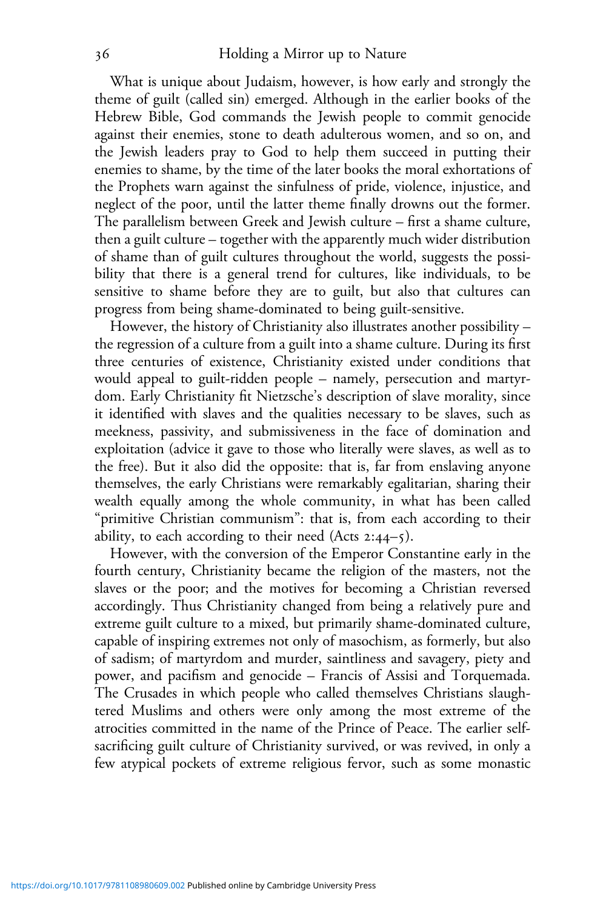What is unique about Judaism, however, is how early and strongly the theme of guilt (called sin) emerged. Although in the earlier books of the Hebrew Bible, God commands the Jewish people to commit genocide against their enemies, stone to death adulterous women, and so on, and the Jewish leaders pray to God to help them succeed in putting their enemies to shame, by the time of the later books the moral exhortations of the Prophets warn against the sinfulness of pride, violence, injustice, and neglect of the poor, until the latter theme finally drowns out the former. The parallelism between Greek and Jewish culture – first a shame culture, then a guilt culture – together with the apparently much wider distribution of shame than of guilt cultures throughout the world, suggests the possibility that there is a general trend for cultures, like individuals, to be sensitive to shame before they are to guilt, but also that cultures can progress from being shame-dominated to being guilt-sensitive.

However, the history of Christianity also illustrates another possibility – the regression of a culture from a guilt into a shame culture. During its first three centuries of existence, Christianity existed under conditions that would appeal to guilt-ridden people – namely, persecution and martyrdom. Early Christianity fit Nietzsche's description of slave morality, since it identified with slaves and the qualities necessary to be slaves, such as meekness, passivity, and submissiveness in the face of domination and exploitation (advice it gave to those who literally were slaves, as well as to the free). But it also did the opposite: that is, far from enslaving anyone themselves, the early Christians were remarkably egalitarian, sharing their wealth equally among the whole community, in what has been called "primitive Christian communism": that is, from each according to their ability, to each according to their need (Acts 2:44–5).

However, with the conversion of the Emperor Constantine early in the fourth century, Christianity became the religion of the masters, not the slaves or the poor; and the motives for becoming a Christian reversed accordingly. Thus Christianity changed from being a relatively pure and extreme guilt culture to a mixed, but primarily shame-dominated culture, capable of inspiring extremes not only of masochism, as formerly, but also of sadism; of martyrdom and murder, saintliness and savagery, piety and power, and pacifism and genocide – Francis of Assisi and Torquemada. The Crusades in which people who called themselves Christians slaughtered Muslims and others were only among the most extreme of the atrocities committed in the name of the Prince of Peace. The earlier self-sacrificing guilt culture of Christianity survived, or was revived, in only a few atypical pockets of extreme religious fervor, such as some monastic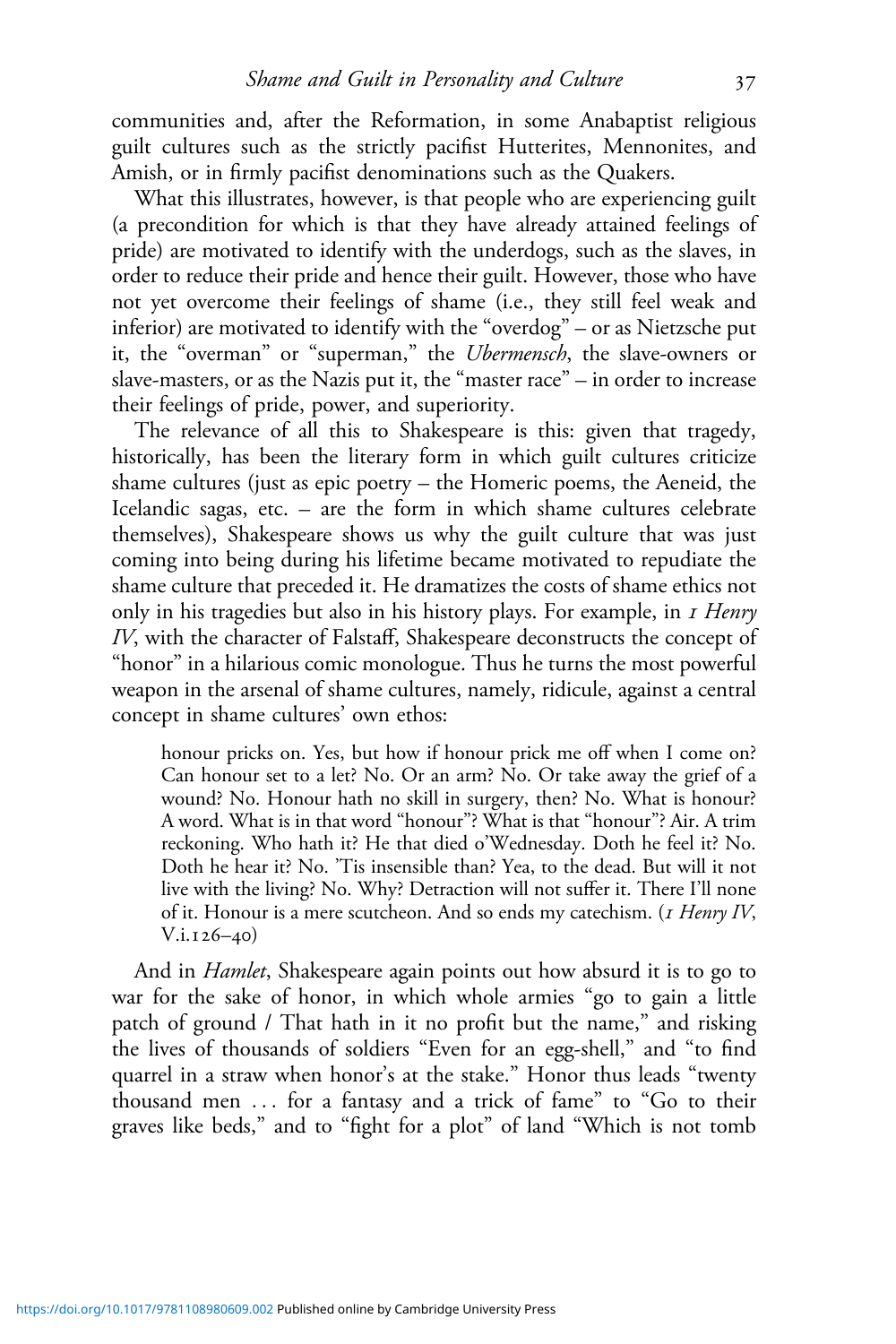communities and, after the Reformation, in some Anabaptist religious guilt cultures such as the strictly pacifist Hutterites, Mennonites, and Amish, or in firmly pacifist denominations such as the Quakers.

What this illustrates, however, is that people who are experiencing guilt (a precondition for which is that they have already attained feelings of pride) are motivated to identify with the underdogs, such as the slaves, in order to reduce their pride and hence their guilt. However, those who have not yet overcome their feelings of shame (i.e., they still feel weak and inferior) are motivated to identify with the "overdog" – or as Nietzsche put it, the "overman" or "superman," the *Ubermensch*, the slave-owners or slave-masters, or as the Nazis put it, the "master race" – in order to increase their feelings of pride, power, and superiority.

The relevance of all this to Shakespeare is this: given that tragedy, historically, has been the literary form in which guilt cultures criticize shame cultures (just as epic poetry – the Homeric poems, the Aeneid, the Icelandic sagas, etc. – are the form in which shame cultures celebrate themselves), Shakespeare shows us why the guilt culture that was just coming into being during his lifetime became motivated to repudiate the shame culture that preceded it. He dramatizes the costs of shame ethics not only in his tragedies but also in his history plays. For example, in *1 Henry IV*, with the character of Falstaff, Shakespeare deconstructs the concept of "honor" in a hilarious comic monologue. Thus he turns the most powerful weapon in the arsenal of shame cultures, namely, ridicule, against a central concept in shame cultures' own ethos:

> honour pricks on. Yes, but how if honour prick me off when I come on? Can honour set to a let? No. Or an arm? No. Or take away the grief of a wound? No. Honour hath no skill in surgery, then? No. What is honour? A word. What is in that word "honour"? What is that "honour"? Air. A trim reckoning. Who hath it? He that died o'Wednesday. Doth he feel it? No. Doth he hear it? No. 'Tis insensible than? Yea, to the dead. But will it not live with the living? No. Why? Detraction will not suffer it. There I'll none of it. Honour is a mere scutcheon. And so ends my catechism. (*1 Henry IV*, V.i.126–40)

And in *Hamlet*, Shakespeare again points out how absurd it is to go to war for the sake of honor, in which whole armies "go to gain a little patch of ground / That hath in it no profit but the name," and risking the lives of thousands of soldiers "Even for an egg-shell," and "to find quarrel in a straw when honor's at the stake." Honor thus leads "twenty thousand men . . . for a fantasy and a trick of fame" to "Go to their graves like beds," and to "fight for a plot" of land "Which is not tomb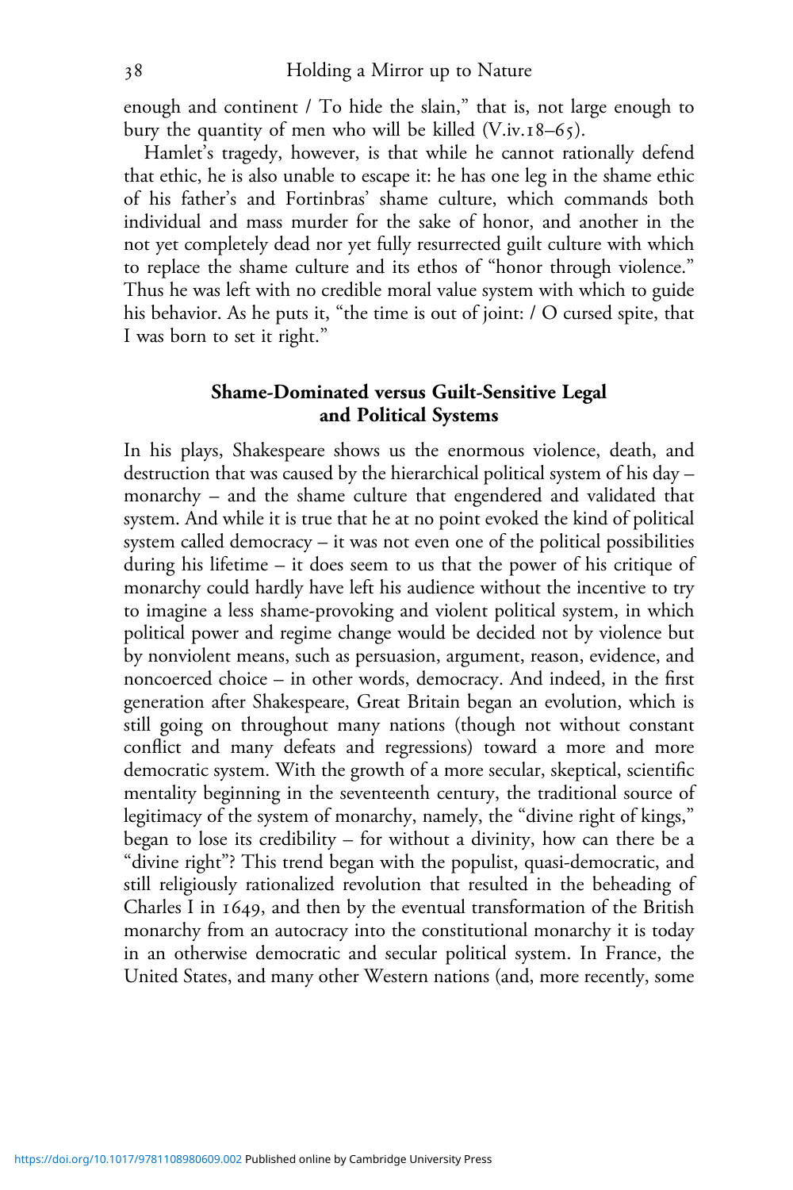enough and continent / To hide the slain," that is, not large enough to bury the quantity of men who will be killed (V.iv.18–65).

Hamlet's tragedy, however, is that while he cannot rationally defend that ethic, he is also unable to escape it: he has one leg in the shame ethic of his father's and Fortinbras' shame culture, which commands both individual and mass murder for the sake of honor, and another in the not yet completely dead nor yet fully resurrected guilt culture with which to replace the shame culture and its ethos of "honor through violence." Thus he was left with no credible moral value system with which to guide his behavior. As he puts it, "the time is out of joint: / O cursed spite, that I was born to set it right."

## Shame-Dominated versus Guilt-Sensitive Legal and Political Systems

In his plays, Shakespeare shows us the enormous violence, death, and destruction that was caused by the hierarchical political system of his day – monarchy – and the shame culture that engendered and validated that system. And while it is true that he at no point evoked the kind of political system called democracy – it was not even one of the political possibilities during his lifetime – it does seem to us that the power of his critique of monarchy could hardly have left his audience without the incentive to try to imagine a less shame-provoking and violent political system, in which political power and regime change would be decided not by violence but by nonviolent means, such as persuasion, argument, reason, evidence, and noncoerced choice – in other words, democracy. And indeed, in the first generation after Shakespeare, Great Britain began an evolution, which is still going on throughout many nations (though not without constant conflict and many defeats and regressions) toward a more and more democratic system. With the growth of a more secular, skeptical, scientific mentality beginning in the seventeenth century, the traditional source of legitimacy of the system of monarchy, namely, the "divine right of kings," began to lose its credibility – for without a divinity, how can there be a "divine right"? This trend began with the populist, quasi-democratic, and still religiously rationalized revolution that resulted in the beheading of Charles I in 1649, and then by the eventual transformation of the British monarchy from an autocracy into the constitutional monarchy it is today in an otherwise democratic and secular political system. In France, the United States, and many other Western nations (and, more recently, some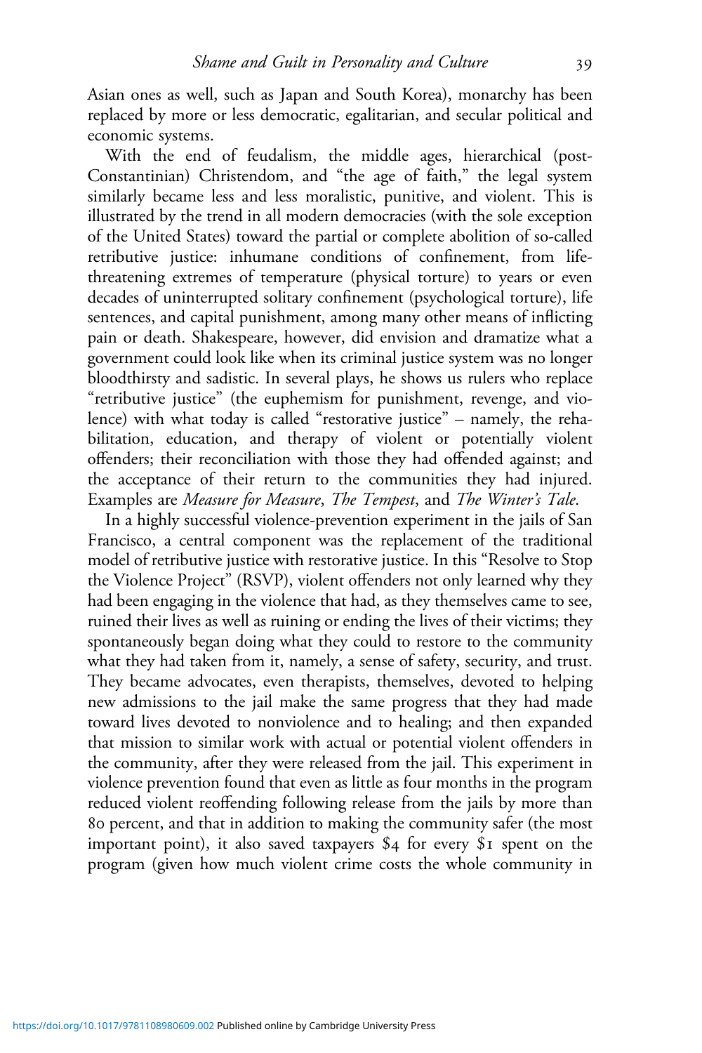Asian ones as well, such as Japan and South Korea), monarchy has been replaced by more or less democratic, egalitarian, and secular political and economic systems.

With the end of feudalism, the middle ages, hierarchical (post-Constantinian) Christendom, and "the age of faith," the legal system similarly became less and less moralistic, punitive, and violent. This is illustrated by the trend in all modern democracies (with the sole exception of the United States) toward the partial or complete abolition of so-called retributive justice: inhumane conditions of confinement, from life-threatening extremes of temperature (physical torture) to years or even decades of uninterrupted solitary confinement (psychological torture), life sentences, and capital punishment, among many other means of inflicting pain or death. Shakespeare, however, did envision and dramatize what a government could look like when its criminal justice system was no longer bloodthirsty and sadistic. In several plays, he shows us rulers who replace "retributive justice" (the euphemism for punishment, revenge, and violence) with what today is called "restorative justice" – namely, the rehabilitation, education, and therapy of violent or potentially violent offenders; their reconciliation with those they had offended against; and the acceptance of their return to the communities they had injured. Examples are *Measure for Measure*, *The Tempest*, and *The Winter's Tale*.

In a highly successful violence-prevention experiment in the jails of San Francisco, a central component was the replacement of the traditional model of retributive justice with restorative justice. In this "Resolve to Stop the Violence Project" (RSVP), violent offenders not only learned why they had been engaging in the violence that had, as they themselves came to see, ruined their lives as well as ruining or ending the lives of their victims; they spontaneously began doing what they could to restore to the community what they had taken from it, namely, a sense of safety, security, and trust. They became advocates, even therapists, themselves, devoted to helping new admissions to the jail make the same progress that they had made toward lives devoted to nonviolence and to healing; and then expanded that mission to similar work with actual or potential violent offenders in the community, after they were released from the jail. This experiment in violence prevention found that even as little as four months in the program reduced violent reoffending following release from the jails by more than 80 percent, and that in addition to making the community safer (the most important point), it also saved taxpayers $4 for every $1 spent on the program (given how much violent crime costs the whole community in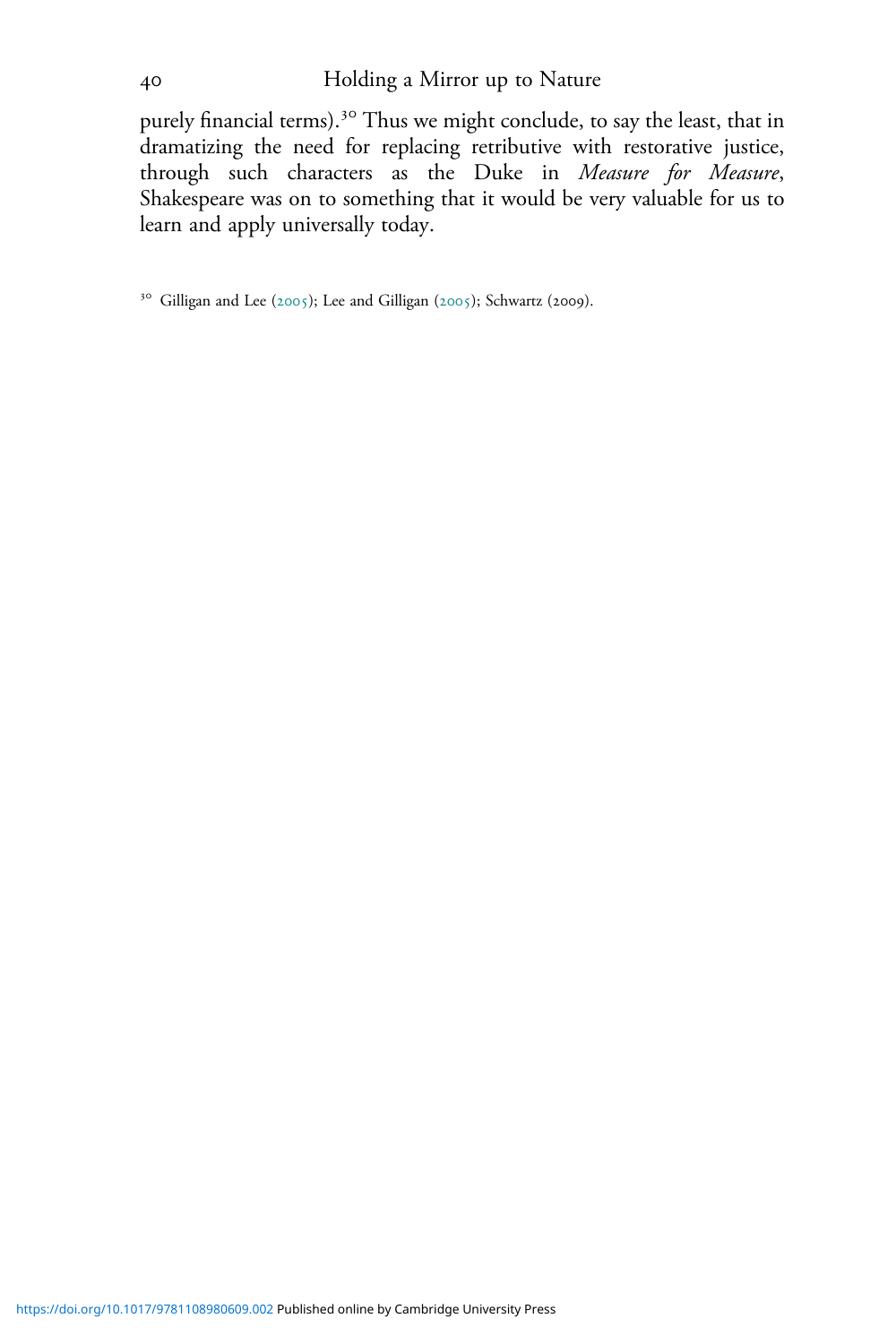purely financial terms).[30] Thus we might conclude, to say the least, that in dramatizing the need for replacing retributive with restorative justice, through such characters as the Duke in *Measure for Measure*, Shakespeare was on to something that it would be very valuable for us to learn and apply universally today.

[30] Gilligan and Lee (2005); Lee and Gilligan (2005); Schwartz (2009).

https://doi.org/10.1017/9781108980609.002 Published online by Cambridge University Press